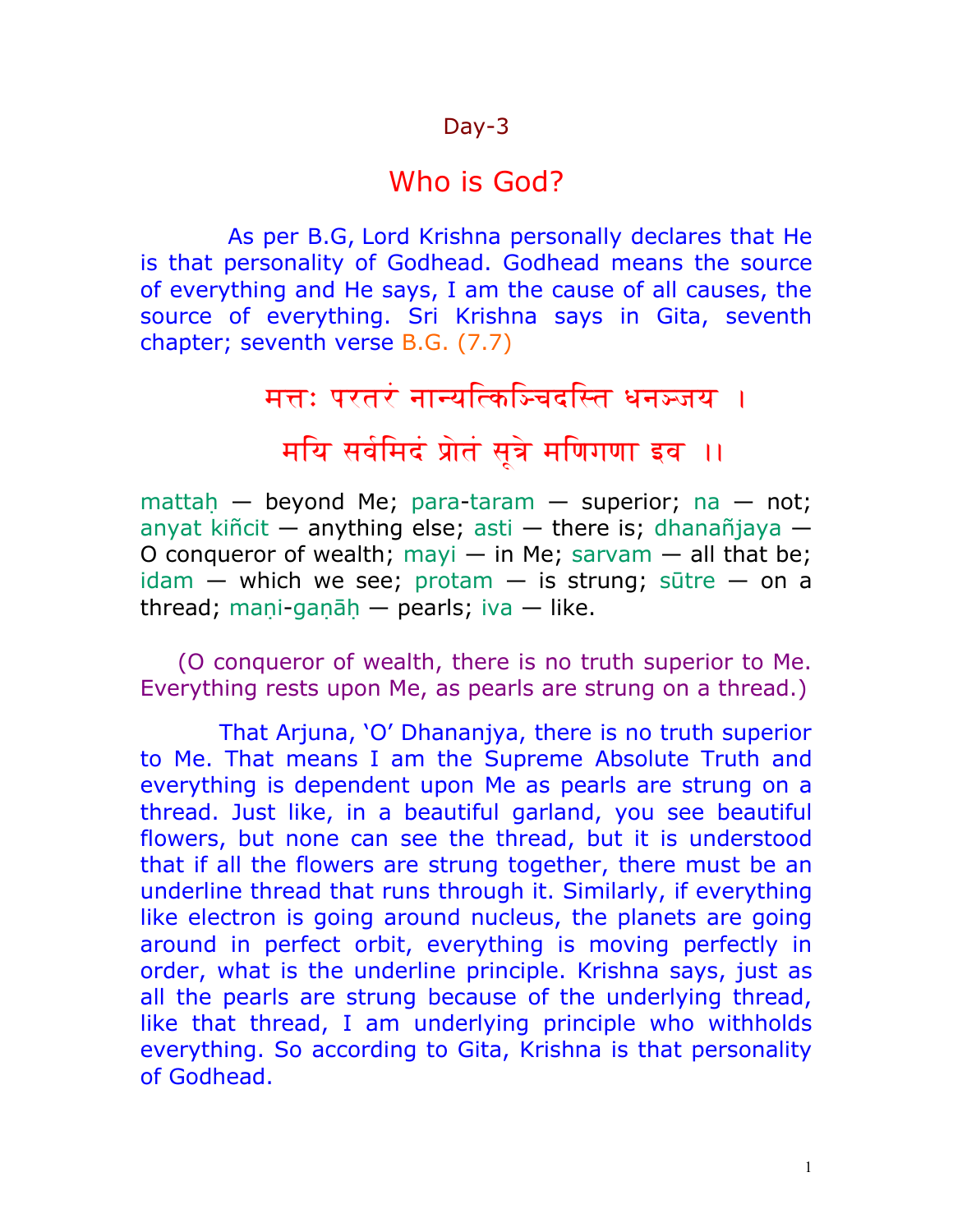Day-3

# Who is God?

As per B.G, Lord Krishna personally declares that He is that personality of Godhead. Godhead means the source of everything and He says, I am the cause of all causes, the source of everything. Sri Krishna says in Gita, seventh chapter; seventh verse B.G. (7.7)

मत्तः परतरं नान्यत्किञ्चिदस्ति धनञ्जय ।

मयि सर्वमिदं प्रोतं सूत्रे मणिगणा इव ।।

mattaḥ — beyond Me; para-taram — superior; na — not; anyat kiñcit — anything else; asti — there is; dhanañjaya — O conqueror of wealth; mayi — in Me; sarvam — all that be; idam — which we see; protam — is strung; sūtre — on a thread; maṇi-gaṇāḥ — pearls; iva — like.

(O conqueror of wealth, there is no truth superior to Me. Everything rests upon Me, as pearls are strung on a thread.)

That Arjuna, 'O' Dhananjya, there is no truth superior to Me. That means I am the Supreme Absolute Truth and everything is dependent upon Me as pearls are strung on a thread. Just like, in a beautiful garland, you see beautiful flowers, but none can see the thread, but it is understood that if all the flowers are strung together, there must be an underline thread that runs through it. Similarly, if everything like electron is going around nucleus, the planets are going around in perfect orbit, everything is moving perfectly in order, what is the underline principle. Krishna says, just as all the pearls are strung because of the underlying thread, like that thread, I am underlying principle who withholds everything. So according to Gita, Krishna is that personality of Godhead.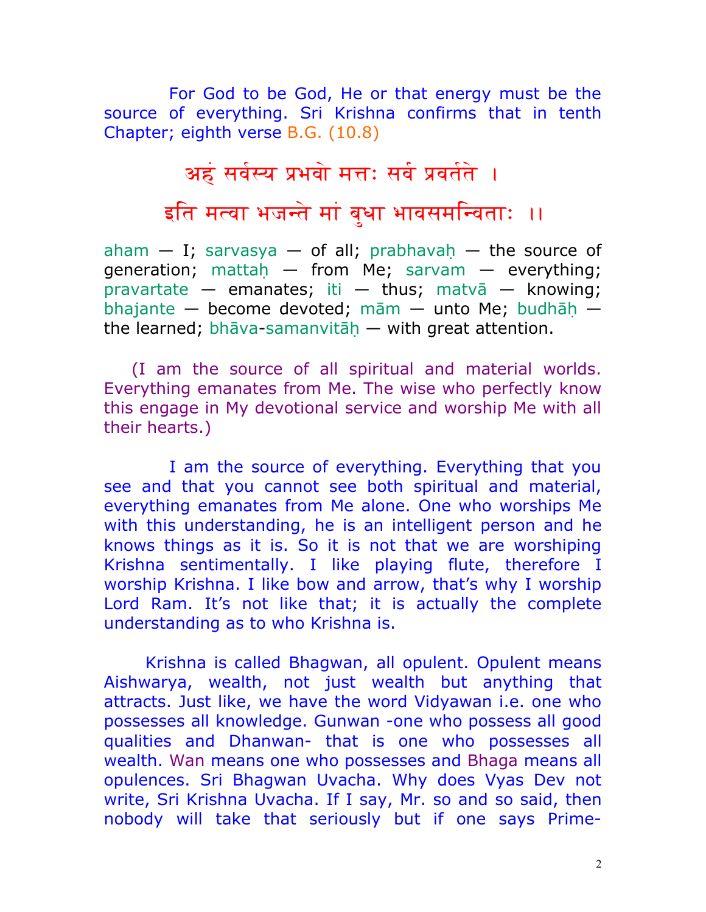For God to be God, He or that energy must be the source of everything. Sri Krishna confirms that in tenth Chapter; eighth verse B.G. (10.8)

अहं सर्वस्य प्रभवो मत्तः सर्वं प्रवर्तते ।

इति मत्वा भजन्ते मां बुधा भावसमन्विताः ।।

aham — I; sarvasya — of all; prabhavaḥ — the source of generation; mattaḥ — from Me; sarvam — everything; pravartate — emanates; iti — thus; matvā — knowing; bhajante — become devoted; mām — unto Me; budhāḥ — the learned; bhāva-samanvitāḥ — with great attention.

(I am the source of all spiritual and material worlds. Everything emanates from Me. The wise who perfectly know this engage in My devotional service and worship Me with all their hearts.)

I am the source of everything. Everything that you see and that you cannot see both spiritual and material, everything emanates from Me alone. One who worships Me with this understanding, he is an intelligent person and he knows things as it is. So it is not that we are worshiping Krishna sentimentally. I like playing flute, therefore I worship Krishna. I like bow and arrow, that's why I worship Lord Ram. It's not like that; it is actually the complete understanding as to who Krishna is.

Krishna is called Bhagwan, all opulent. Opulent means Aishwarya, wealth, not just wealth but anything that attracts. Just like, we have the word Vidyawan i.e. one who possesses all knowledge. Gunwan -one who possess all good qualities and Dhanwan- that is one who possesses all wealth. Wan means one who possesses and Bhaga means all opulences. Sri Bhagwan Uvacha. Why does Vyas Dev not write, Sri Krishna Uvacha. If I say, Mr. so and so said, then nobody will take that seriously but if one says Prime-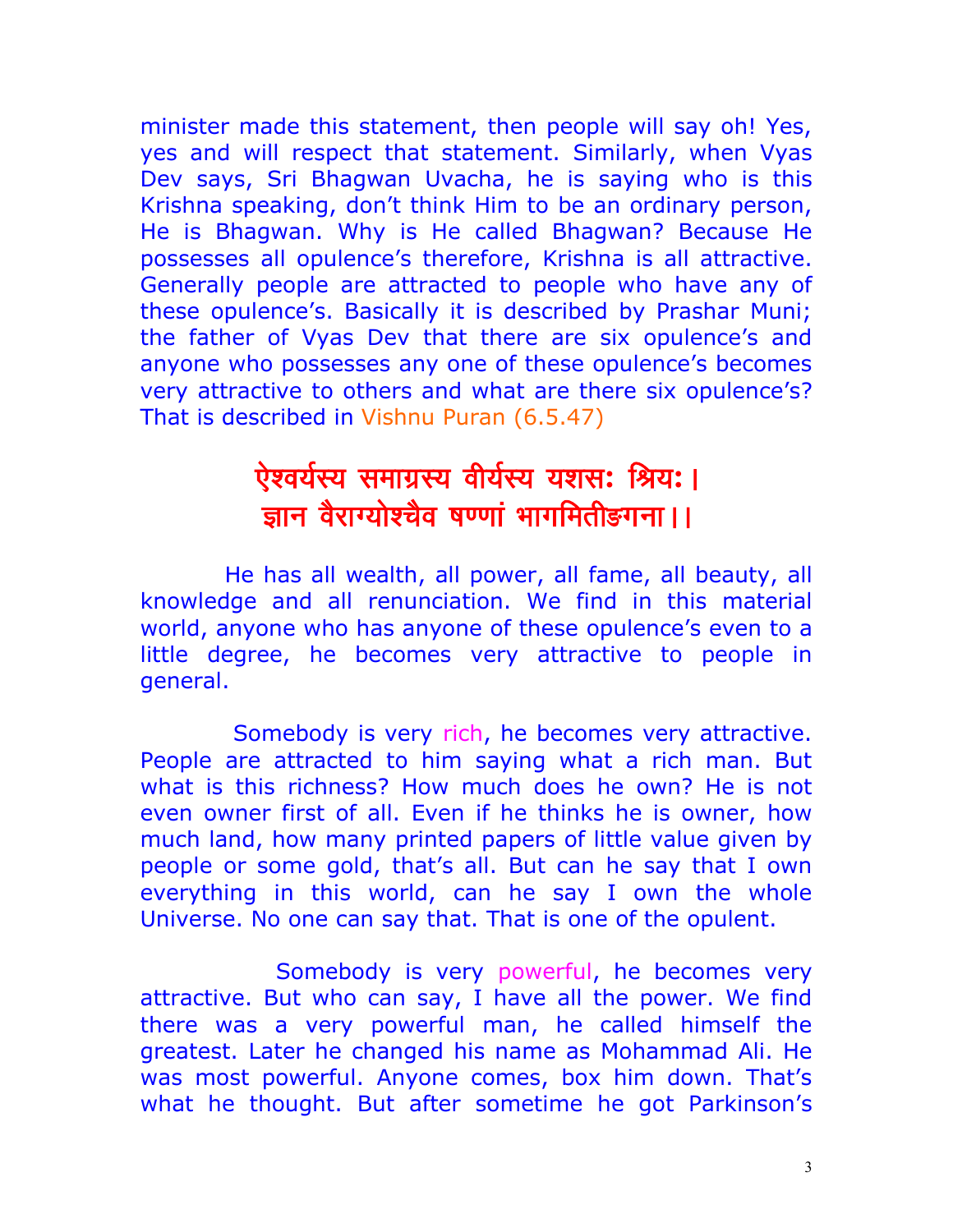minister made this statement, then people will say oh! Yes, yes and will respect that statement. Similarly, when Vyas Dev says, Sri Bhagwan Uvacha, he is saying who is this Krishna speaking, don't think Him to be an ordinary person, He is Bhagwan. Why is He called Bhagwan? Because He possesses all opulence's therefore, Krishna is all attractive. Generally people are attracted to people who have any of these opulence's. Basically it is described by Prashar Muni; the father of Vyas Dev that there are six opulence's and anyone who possesses any one of these opulence's becomes very attractive to others and what are there six opulence's? That is described in Vishnu Puran (6.5.47)

ऐश्वर्यस्य समाग्रस्य वीर्यस्य यशसः श्रियः।
ज्ञान वैराग्योश्चैव षण्णां भागमितीङ्गना।।

He has all wealth, all power, all fame, all beauty, all knowledge and all renunciation. We find in this material world, anyone who has anyone of these opulence's even to a little degree, he becomes very attractive to people in general.

Somebody is very rich, he becomes very attractive. People are attracted to him saying what a rich man. But what is this richness? How much does he own? He is not even owner first of all. Even if he thinks he is owner, how much land, how many printed papers of little value given by people or some gold, that's all. But can he say that I own everything in this world, can he say I own the whole Universe. No one can say that. That is one of the opulent.

Somebody is very powerful, he becomes very attractive. But who can say, I have all the power. We find there was a very powerful man, he called himself the greatest. Later he changed his name as Mohammad Ali. He was most powerful. Anyone comes, box him down. That's what he thought. But after sometime he got Parkinson's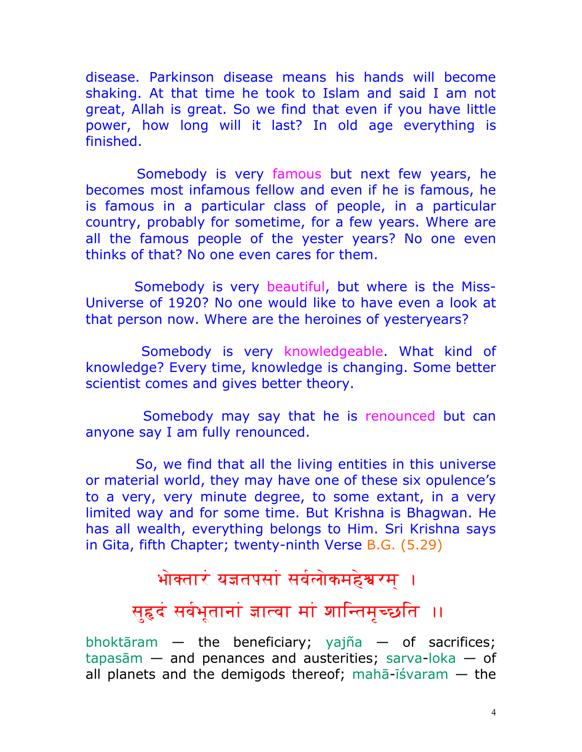disease. Parkinson disease means his hands will become shaking. At that time he took to Islam and said I am not great, Allah is great. So we find that even if you have little power, how long will it last? In old age everything is finished.

Somebody is very famous but next few years, he becomes most infamous fellow and even if he is famous, he is famous in a particular class of people, in a particular country, probably for sometime, for a few years. Where are all the famous people of the yester years? No one even thinks of that? No one even cares for them.

Somebody is very beautiful, but where is the Miss-Universe of 1920? No one would like to have even a look at that person now. Where are the heroines of yesteryears?

Somebody is very knowledgeable. What kind of knowledge? Every time, knowledge is changing. Some better scientist comes and gives better theory.

Somebody may say that he is renounced but can anyone say I am fully renounced.

So, we find that all the living entities in this universe or material world, they may have one of these six opulence's to a very, very minute degree, to some extant, in a very limited way and for some time. But Krishna is Bhagwan. He has all wealth, everything belongs to Him. Sri Krishna says in Gita, fifth Chapter; twenty-ninth Verse B.G. (5.29)

भोक्तारं यज्ञतपसां सर्वलोकमहेश्वरम् ।

सुहृदं सर्वभूतानां ज्ञात्वा मां शान्तिमृच्छति ।।

bhoktāram — the beneficiary; yajña — of sacrifices; tapasām — and penances and austerities; sarva-loka — of all planets and the demigods thereof; mahā-īśvaram — the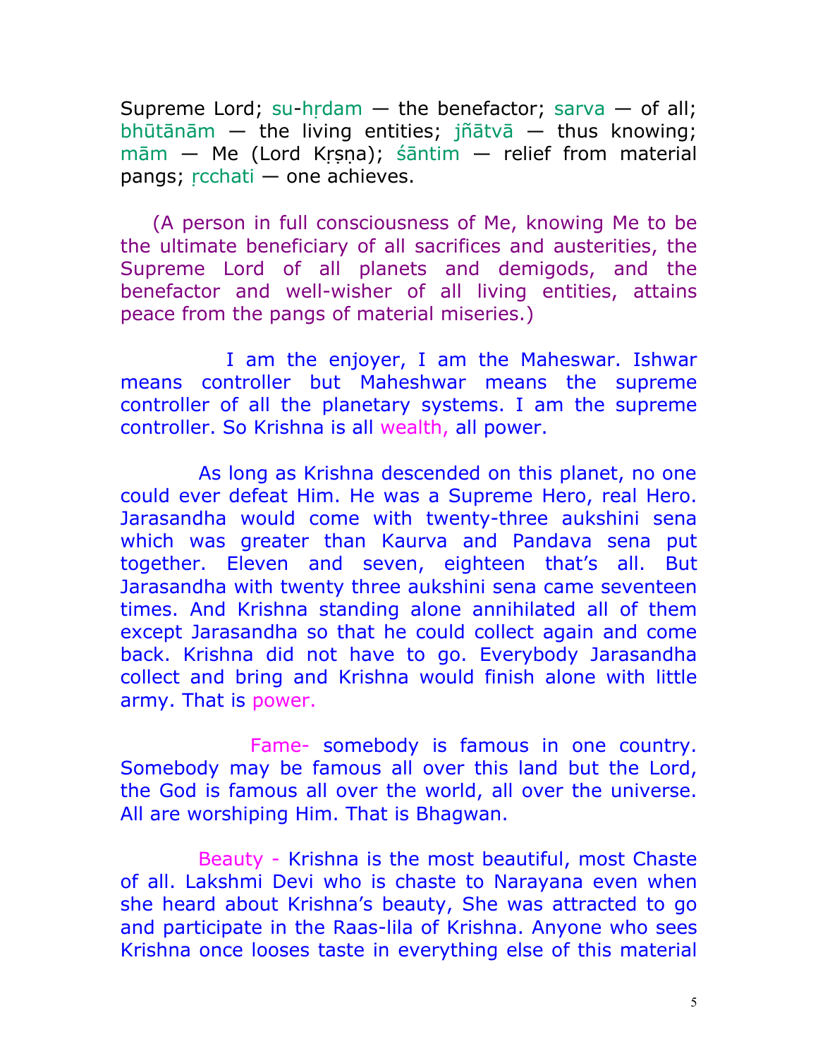Supreme Lord; su-hṛdam — the benefactor; sarva — of all; bhūtānām — the living entities; jñātvā — thus knowing; mām — Me (Lord Kṛṣṇa); śāntim — relief from material pangs; ṛcchati — one achieves.

(A person in full consciousness of Me, knowing Me to be the ultimate beneficiary of all sacrifices and austerities, the Supreme Lord of all planets and demigods, and the benefactor and well-wisher of all living entities, attains peace from the pangs of material miseries.)

I am the enjoyer, I am the Maheswar. Ishwar means controller but Maheshwar means the supreme controller of all the planetary systems. I am the supreme controller. So Krishna is all wealth, all power.

As long as Krishna descended on this planet, no one could ever defeat Him. He was a Supreme Hero, real Hero. Jarasandha would come with twenty-three aukshini sena which was greater than Kaurva and Pandava sena put together. Eleven and seven, eighteen that's all. But Jarasandha with twenty three aukshini sena came seventeen times. And Krishna standing alone annihilated all of them except Jarasandha so that he could collect again and come back. Krishna did not have to go. Everybody Jarasandha collect and bring and Krishna would finish alone with little army. That is power.

Fame- somebody is famous in one country. Somebody may be famous all over this land but the Lord, the God is famous all over the world, all over the universe. All are worshiping Him. That is Bhagwan.

Beauty - Krishna is the most beautiful, most Chaste of all. Lakshmi Devi who is chaste to Narayana even when she heard about Krishna's beauty, She was attracted to go and participate in the Raas-lila of Krishna. Anyone who sees Krishna once looses taste in everything else of this material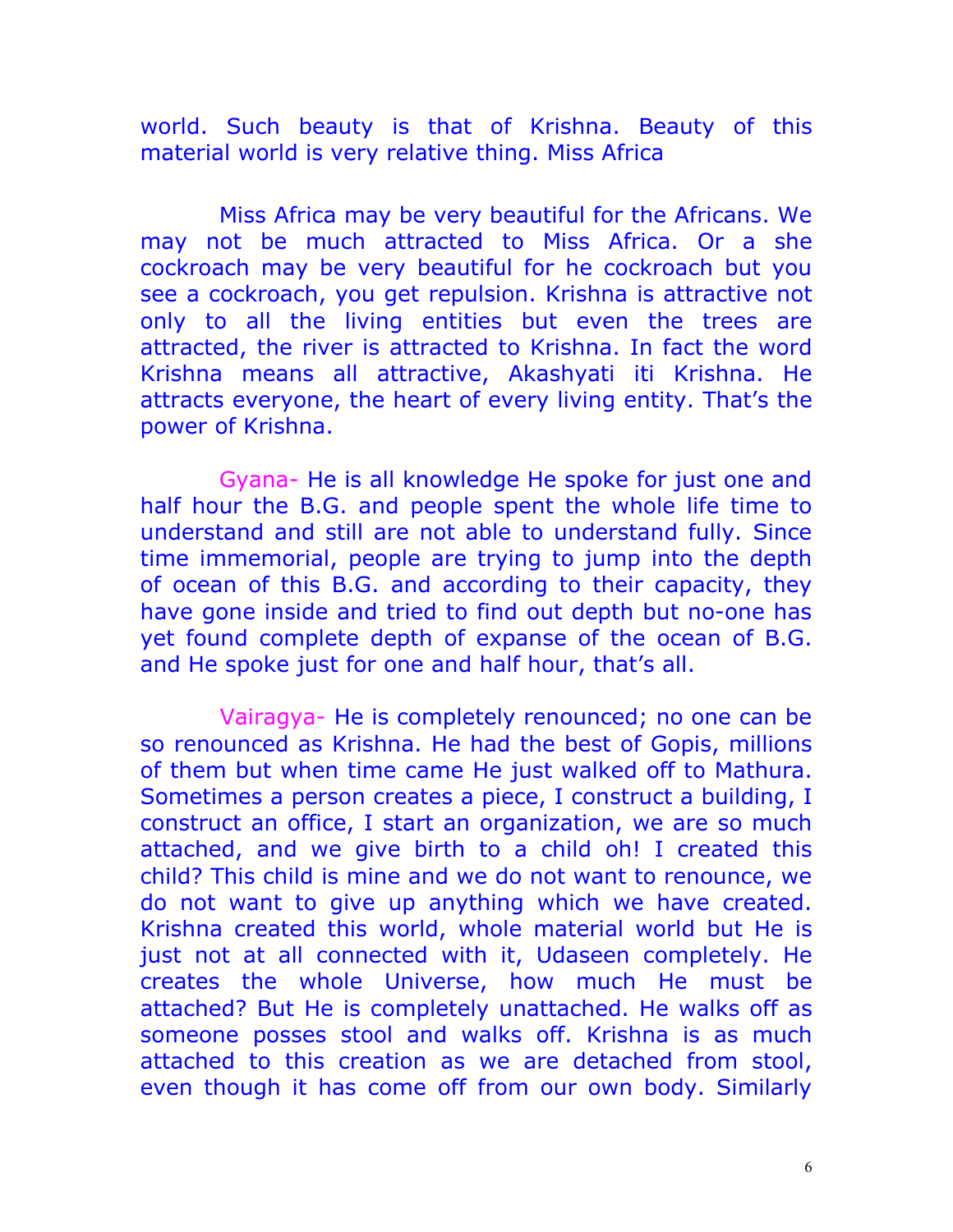world. Such beauty is that of Krishna. Beauty of this material world is very relative thing. Miss Africa

Miss Africa may be very beautiful for the Africans. We may not be much attracted to Miss Africa. Or a she cockroach may be very beautiful for he cockroach but you see a cockroach, you get repulsion. Krishna is attractive not only to all the living entities but even the trees are attracted, the river is attracted to Krishna. In fact the word Krishna means all attractive, Akashyati iti Krishna. He attracts everyone, the heart of every living entity. That's the power of Krishna.

Gyana- He is all knowledge He spoke for just one and half hour the B.G. and people spent the whole life time to understand and still are not able to understand fully. Since time immemorial, people are trying to jump into the depth of ocean of this B.G. and according to their capacity, they have gone inside and tried to find out depth but no-one has yet found complete depth of expanse of the ocean of B.G. and He spoke just for one and half hour, that's all.

Vairagya- He is completely renounced; no one can be so renounced as Krishna. He had the best of Gopis, millions of them but when time came He just walked off to Mathura. Sometimes a person creates a piece, I construct a building, I construct an office, I start an organization, we are so much attached, and we give birth to a child oh! I created this child? This child is mine and we do not want to renounce, we do not want to give up anything which we have created. Krishna created this world, whole material world but He is just not at all connected with it, Udaseen completely. He creates the whole Universe, how much He must be attached? But He is completely unattached. He walks off as someone posses stool and walks off. Krishna is as much attached to this creation as we are detached from stool, even though it has come off from our own body. Similarly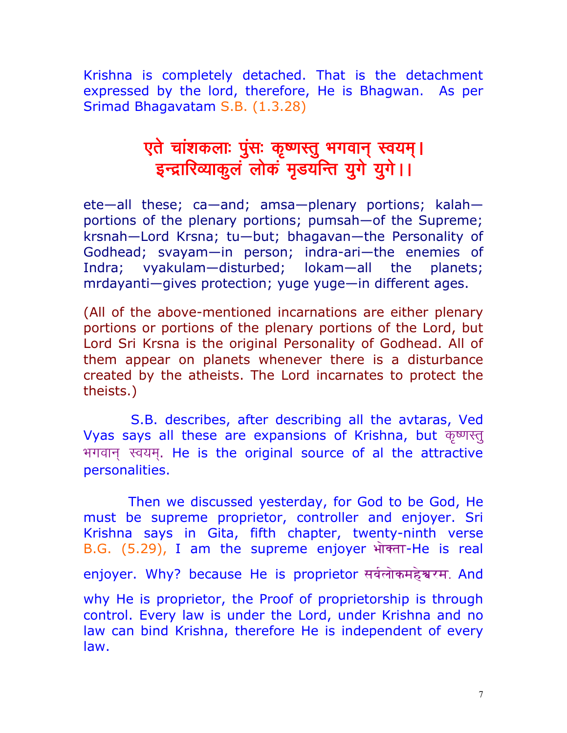Krishna is completely detached. That is the detachment expressed by the lord, therefore, He is Bhagwan. As per Srimad Bhagavatam S.B. (1.3.28)

**एते चांशकलाः पुंसः कृष्णस्तु भगवान् स्वयम्।**
**इन्द्रारिव्याकुलं लोकं मृडयन्ति युगे युगे।।**

ete—all these; ca—and; amsa—plenary portions; kalah—portions of the plenary portions; pumsah—of the Supreme; krsnah—Lord Krsna; tu—but; bhagavan—the Personality of Godhead; svayam—in person; indra-ari—the enemies of Indra; vyakulam—disturbed; lokam—all the planets; mrdayanti—gives protection; yuge yuge—in different ages.

(All of the above-mentioned incarnations are either plenary portions or portions of the plenary portions of the Lord, but Lord Sri Krsna is the original Personality of Godhead. All of them appear on planets whenever there is a disturbance created by the atheists. The Lord incarnates to protect the theists.)

S.B. describes, after describing all the avtaras, Ved Vyas says all these are expansions of Krishna, but कृष्णस्तु भगवान् स्वयम्. He is the original source of al the attractive personalities.

Then we discussed yesterday, for God to be God, He must be supreme proprietor, controller and enjoyer. Sri Krishna says in Gita, fifth chapter, twenty-ninth verse B.G. (5.29), I am the supreme enjoyer भोक्ता-He is real enjoyer. Why? because He is proprietor सर्वलोकमहेश्वरम. And why He is proprietor, the Proof of proprietorship is through control. Every law is under the Lord, under Krishna and no law can bind Krishna, therefore He is independent of every law.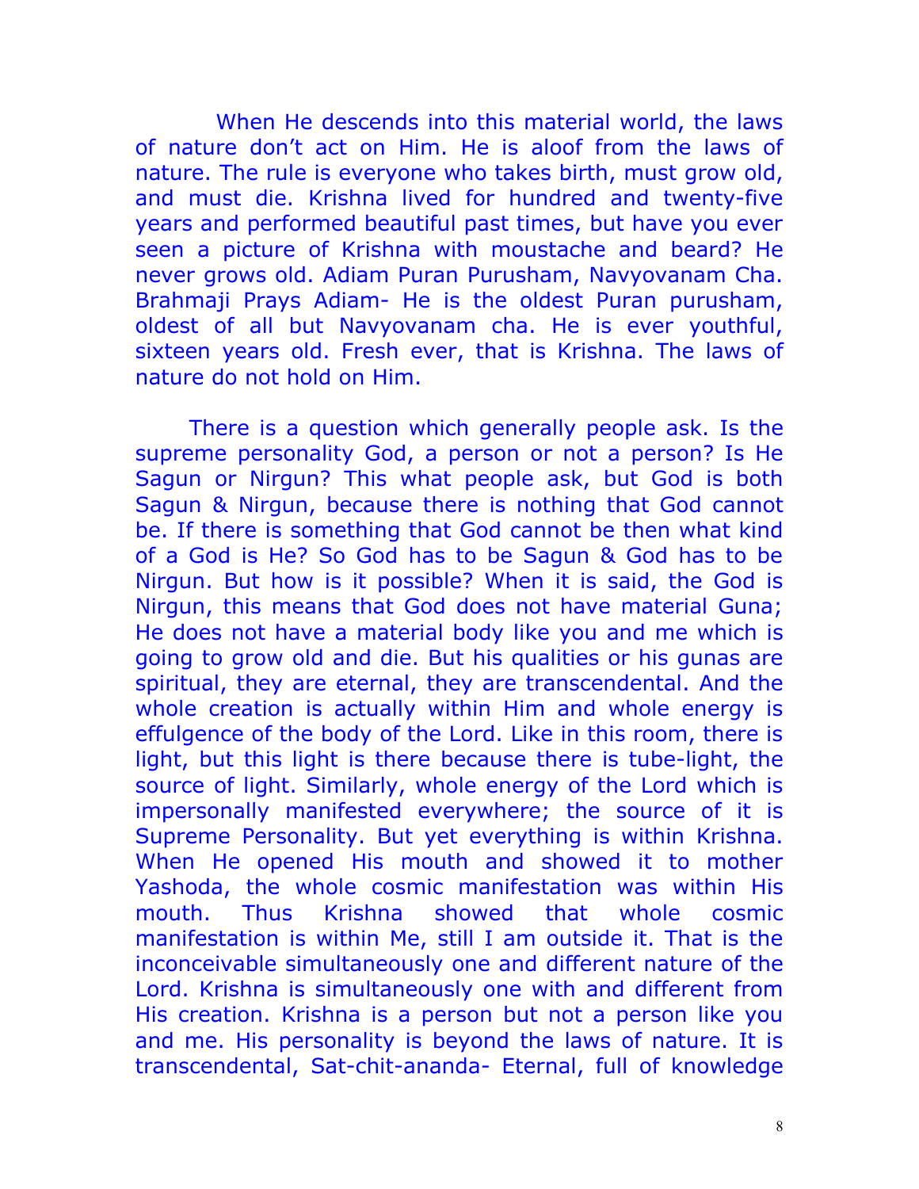When He descends into this material world, the laws of nature don't act on Him. He is aloof from the laws of nature. The rule is everyone who takes birth, must grow old, and must die. Krishna lived for hundred and twenty-five years and performed beautiful past times, but have you ever seen a picture of Krishna with moustache and beard? He never grows old. Adiam Puran Purusham, Navyovanam Cha. Brahmaji Prays Adiam- He is the oldest Puran purusham, oldest of all but Navyovanam cha. He is ever youthful, sixteen years old. Fresh ever, that is Krishna. The laws of nature do not hold on Him.

There is a question which generally people ask. Is the supreme personality God, a person or not a person? Is He Sagun or Nirgun? This what people ask, but God is both Sagun & Nirgun, because there is nothing that God cannot be. If there is something that God cannot be then what kind of a God is He? So God has to be Sagun & God has to be Nirgun. But how is it possible? When it is said, the God is Nirgun, this means that God does not have material Guna; He does not have a material body like you and me which is going to grow old and die. But his qualities or his gunas are spiritual, they are eternal, they are transcendental. And the whole creation is actually within Him and whole energy is effulgence of the body of the Lord. Like in this room, there is light, but this light is there because there is tube-light, the source of light. Similarly, whole energy of the Lord which is impersonally manifested everywhere; the source of it is Supreme Personality. But yet everything is within Krishna. When He opened His mouth and showed it to mother Yashoda, the whole cosmic manifestation was within His mouth. Thus Krishna showed that whole cosmic manifestation is within Me, still I am outside it. That is the inconceivable simultaneously one and different nature of the Lord. Krishna is simultaneously one with and different from His creation. Krishna is a person but not a person like you and me. His personality is beyond the laws of nature. It is transcendental, Sat-chit-ananda- Eternal, full of knowledge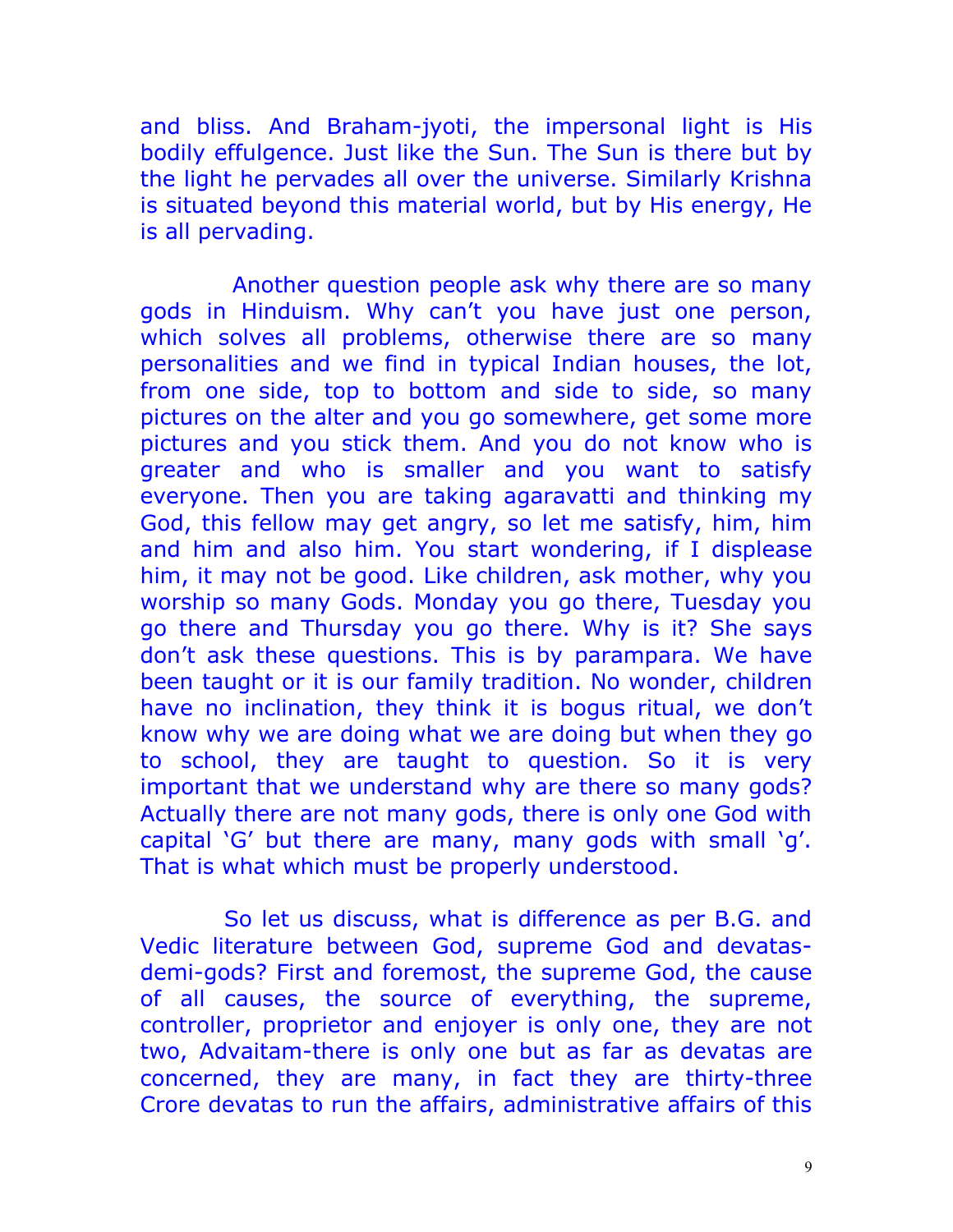and bliss. And Braham-jyoti, the impersonal light is His bodily effulgence. Just like the Sun. The Sun is there but by the light he pervades all over the universe. Similarly Krishna is situated beyond this material world, but by His energy, He is all pervading.

Another question people ask why there are so many gods in Hinduism. Why can't you have just one person, which solves all problems, otherwise there are so many personalities and we find in typical Indian houses, the lot, from one side, top to bottom and side to side, so many pictures on the alter and you go somewhere, get some more pictures and you stick them. And you do not know who is greater and who is smaller and you want to satisfy everyone. Then you are taking agaravatti and thinking my God, this fellow may get angry, so let me satisfy, him, him and him and also him. You start wondering, if I displease him, it may not be good. Like children, ask mother, why you worship so many Gods. Monday you go there, Tuesday you go there and Thursday you go there. Why is it? She says don't ask these questions. This is by parampara. We have been taught or it is our family tradition. No wonder, children have no inclination, they think it is bogus ritual, we don't know why we are doing what we are doing but when they go to school, they are taught to question. So it is very important that we understand why are there so many gods? Actually there are not many gods, there is only one God with capital 'G' but there are many, many gods with small 'g'. That is what which must be properly understood.

So let us discuss, what is difference as per B.G. and Vedic literature between God, supreme God and devatas-demi-gods? First and foremost, the supreme God, the cause of all causes, the source of everything, the supreme, controller, proprietor and enjoyer is only one, they are not two, Advaitam-there is only one but as far as devatas are concerned, they are many, in fact they are thirty-three Crore devatas to run the affairs, administrative affairs of this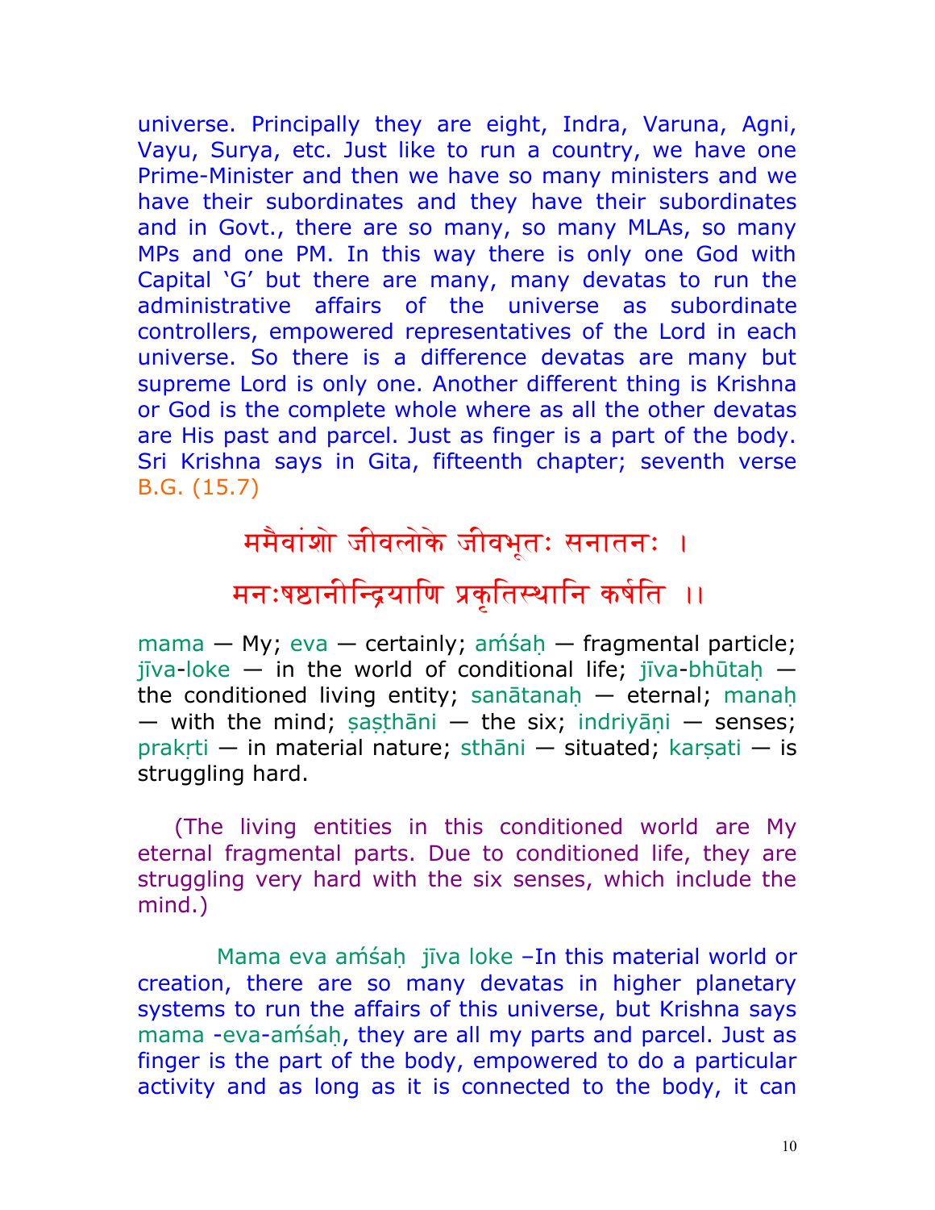universe. Principally they are eight, Indra, Varuna, Agni, Vayu, Surya, etc. Just like to run a country, we have one Prime-Minister and then we have so many ministers and we have their subordinates and they have their subordinates and in Govt., there are so many, so many MLAs, so many MPs and one PM. In this way there is only one God with Capital 'G' but there are many, many devatas to run the administrative affairs of the universe as subordinate controllers, empowered representatives of the Lord in each universe. So there is a difference devatas are many but supreme Lord is only one. Another different thing is Krishna or God is the complete whole where as all the other devatas are His past and parcel. Just as finger is a part of the body. Sri Krishna says in Gita, fifteenth chapter; seventh verse B.G. (15.7)

ममैवांशो जीवलोके जीवभूतः सनातनः ।

मनःषष्ठानीन्द्रियाणि प्रकृतिस्थानि कर्षति ।।

mama — My; eva — certainly; aḿśaḥ — fragmental particle; jīva-loke — in the world of conditional life; jīva-bhūtaḥ — the conditioned living entity; sanātanaḥ — eternal; manaḥ — with the mind; ṣaṣṭhāni — the six; indriyāṇi — senses; prakṛti — in material nature; sthāni — situated; karṣati — is struggling hard.

(The living entities in this conditioned world are My eternal fragmental parts. Due to conditioned life, they are struggling very hard with the six senses, which include the mind.)

Mama eva aḿśaḥ jīva loke –In this material world or creation, there are so many devatas in higher planetary systems to run the affairs of this universe, but Krishna says mama -eva-aḿśaḥ, they are all my parts and parcel. Just as finger is the part of the body, empowered to do a particular activity and as long as it is connected to the body, it can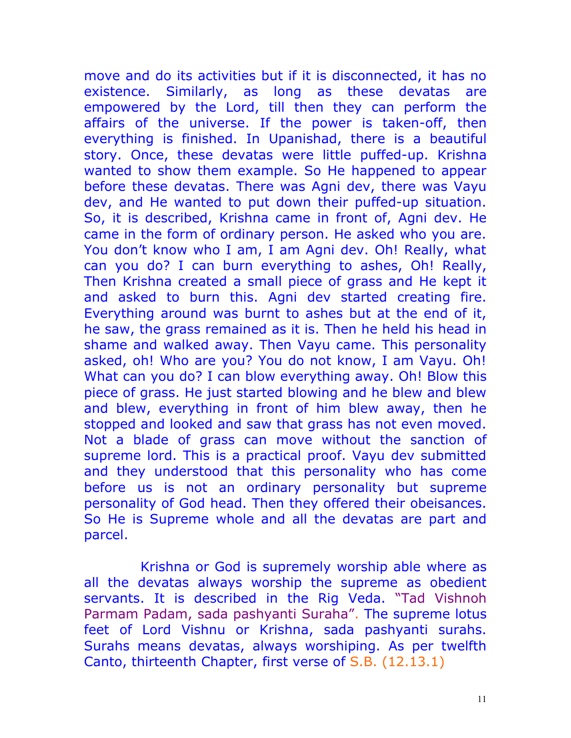move and do its activities but if it is disconnected, it has no existence. Similarly, as long as these devatas are empowered by the Lord, till then they can perform the affairs of the universe. If the power is taken-off, then everything is finished. In Upanishad, there is a beautiful story. Once, these devatas were little puffed-up. Krishna wanted to show them example. So He happened to appear before these devatas. There was Agni dev, there was Vayu dev, and He wanted to put down their puffed-up situation. So, it is described, Krishna came in front of, Agni dev. He came in the form of ordinary person. He asked who you are. You don't know who I am, I am Agni dev. Oh! Really, what can you do? I can burn everything to ashes, Oh! Really, Then Krishna created a small piece of grass and He kept it and asked to burn this. Agni dev started creating fire. Everything around was burnt to ashes but at the end of it, he saw, the grass remained as it is. Then he held his head in shame and walked away. Then Vayu came. This personality asked, oh! Who are you? You do not know, I am Vayu. Oh! What can you do? I can blow everything away. Oh! Blow this piece of grass. He just started blowing and he blew and blew and blew, everything in front of him blew away, then he stopped and looked and saw that grass has not even moved. Not a blade of grass can move without the sanction of supreme lord. This is a practical proof. Vayu dev submitted and they understood that this personality who has come before us is not an ordinary personality but supreme personality of God head. Then they offered their obeisances. So He is Supreme whole and all the devatas are part and parcel.

Krishna or God is supremely worship able where as all the devatas always worship the supreme as obedient servants. It is described in the Rig Veda. "Tad Vishnoh Parmam Padam, sada pashyanti Suraha". The supreme lotus feet of Lord Vishnu or Krishna, sada pashyanti surahs. Surahs means devatas, always worshiping. As per twelfth Canto, thirteenth Chapter, first verse of S.B. (12.13.1)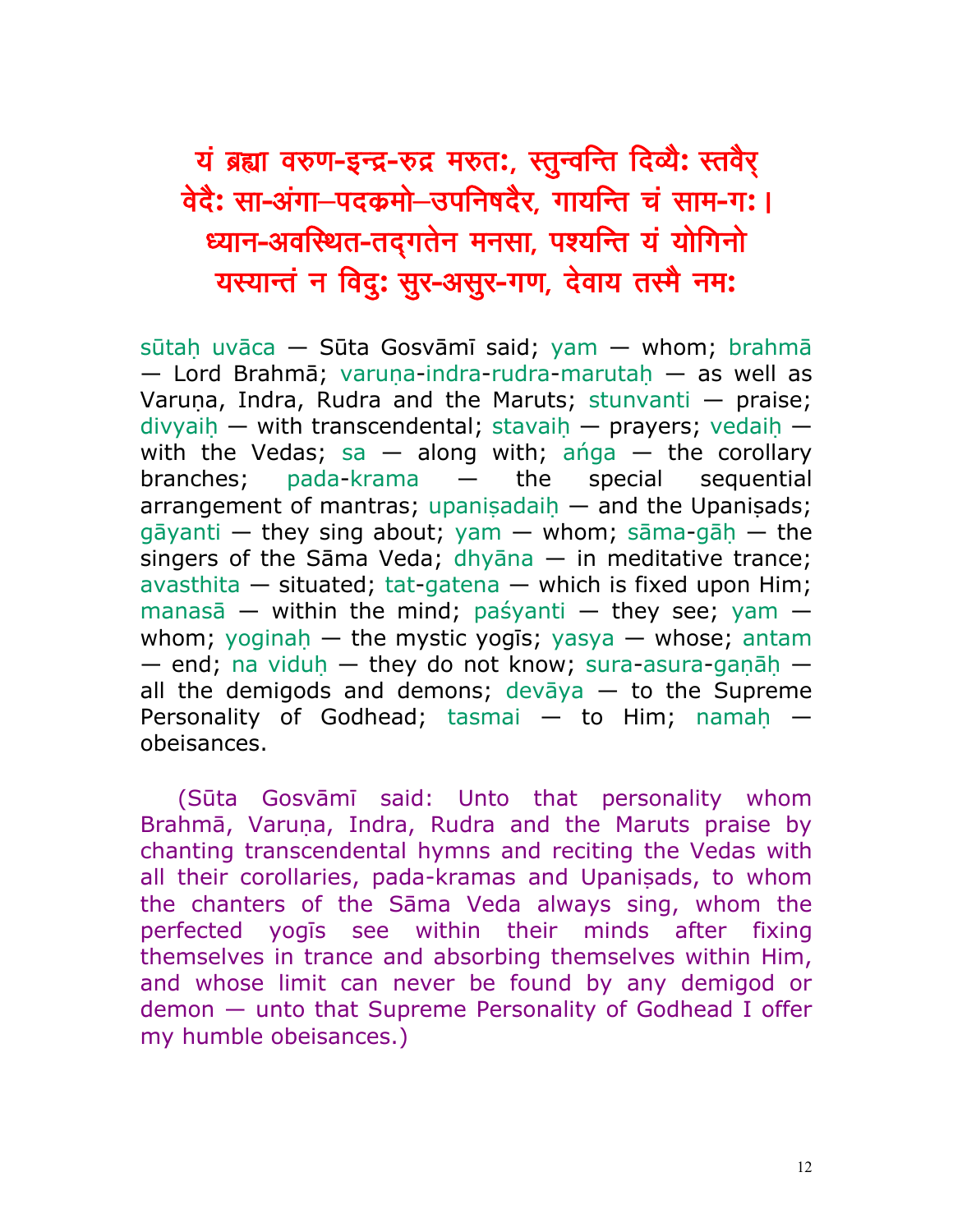यं ब्रह्मा वरुण-इन्द्र-रुद्र मरुतः, स्तुन्वन्ति दिव्यैः स्तवैर्
वेदैः सा-अंगा–पदक्रमो–उपनिषदैर, गायन्ति चं साम-गः ।
ध्यान-अवस्थित-तद्गतेन मनसा, पश्यन्ति यं योगिनो
यस्यान्तं न विदुः सुर-असुर-गण, देवाय तस्मै नमः

sūtaḥ uvāca — Sūta Gosvāmī said; yam — whom; brahmā — Lord Brahmā; varuṇa-indra-rudra-marutaḥ — as well as Varuṇa, Indra, Rudra and the Maruts; stunvanti — praise; divyaiḥ — with transcendental; stavaiḥ — prayers; vedaiḥ — with the Vedas; sa — along with; aṅga — the corollary branches; pada-krama — the special sequential arrangement of mantras; upaniṣadaiḥ — and the Upaniṣads; gāyanti — they sing about; yam — whom; sāma-gāḥ — the singers of the Sāma Veda; dhyāna — in meditative trance; avasthita — situated; tat-gatena — which is fixed upon Him; manasā — within the mind; paśyanti — they see; yam — whom; yoginaḥ — the mystic yogīs; yasya — whose; antam — end; na viduḥ — they do not know; sura-asura-gaṇāḥ — all the demigods and demons; devāya — to the Supreme Personality of Godhead; tasmai — to Him; namaḥ — obeisances.

(Sūta Gosvāmī said: Unto that personality whom Brahmā, Varuṇa, Indra, Rudra and the Maruts praise by chanting transcendental hymns and reciting the Vedas with all their corollaries, pada-kramas and Upaniṣads, to whom the chanters of the Sāma Veda always sing, whom the perfected yogīs see within their minds after fixing themselves in trance and absorbing themselves within Him, and whose limit can never be found by any demigod or demon — unto that Supreme Personality of Godhead I offer my humble obeisances.)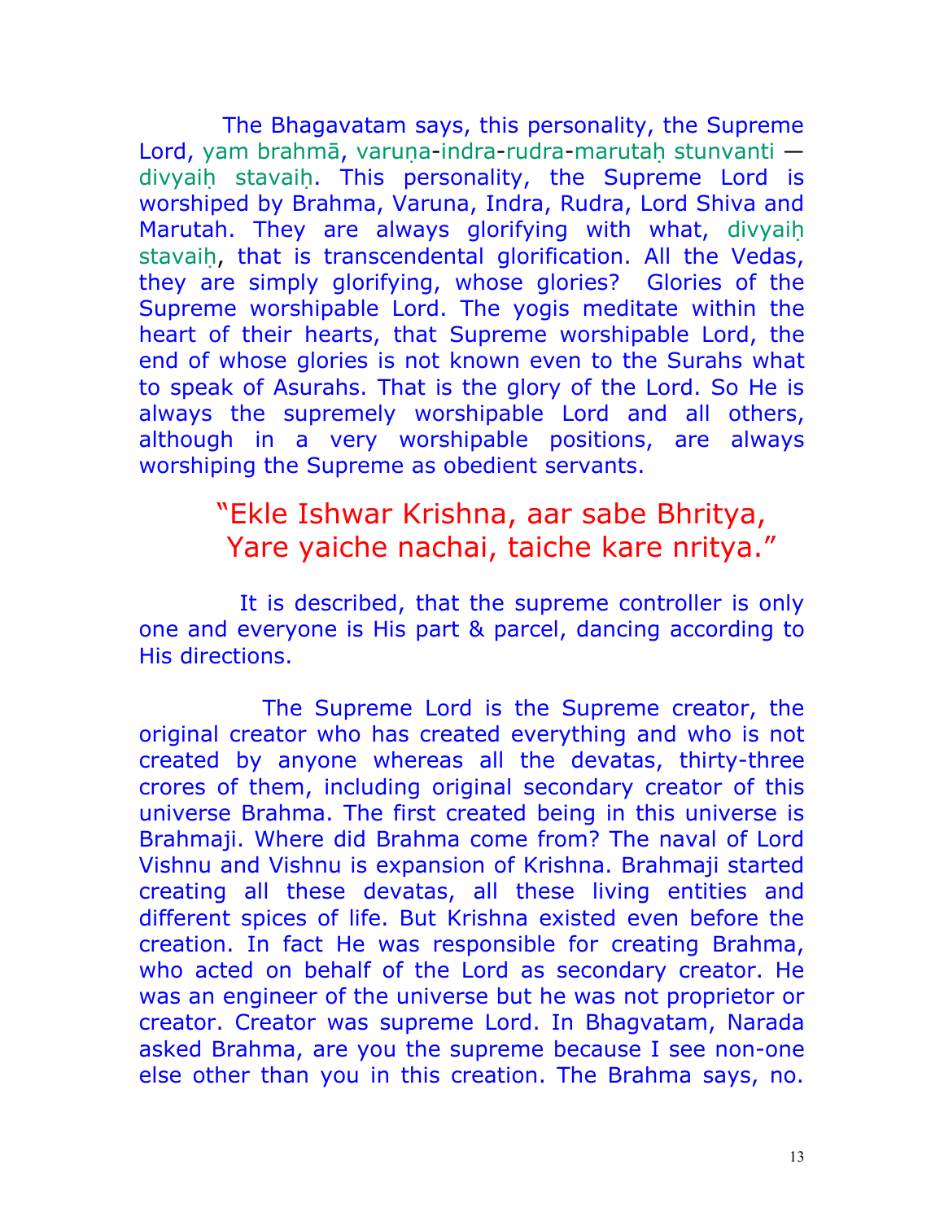The Bhagavatam says, this personality, the Supreme Lord, yam brahmā, varuṇa-indra-rudra-marutaḥ stunvanti — divyaiḥ stavaiḥ. This personality, the Supreme Lord is worshiped by Brahma, Varuna, Indra, Rudra, Lord Shiva and Marutah. They are always glorifying with what, divyaiḥ stavaiḥ, that is transcendental glorification. All the Vedas, they are simply glorifying, whose glories? Glories of the Supreme worshipable Lord. The yogis meditate within the heart of their hearts, that Supreme worshipable Lord, the end of whose glories is not known even to the Surahs what to speak of Asurahs. That is the glory of the Lord. So He is always the supremely worshipable Lord and all others, although in a very worshipable positions, are always worshiping the Supreme as obedient servants.

> "Ekle Ishwar Krishna, aar sabe Bhritya,
> Yare yaiche nachai, taiche kare nritya."

It is described, that the supreme controller is only one and everyone is His part & parcel, dancing according to His directions.

The Supreme Lord is the Supreme creator, the original creator who has created everything and who is not created by anyone whereas all the devatas, thirty-three crores of them, including original secondary creator of this universe Brahma. The first created being in this universe is Brahmaji. Where did Brahma come from? The naval of Lord Vishnu and Vishnu is expansion of Krishna. Brahmaji started creating all these devatas, all these living entities and different spices of life. But Krishna existed even before the creation. In fact He was responsible for creating Brahma, who acted on behalf of the Lord as secondary creator. He was an engineer of the universe but he was not proprietor or creator. Creator was supreme Lord. In Bhagvatam, Narada asked Brahma, are you the supreme because I see non-one else other than you in this creation. The Brahma says, no.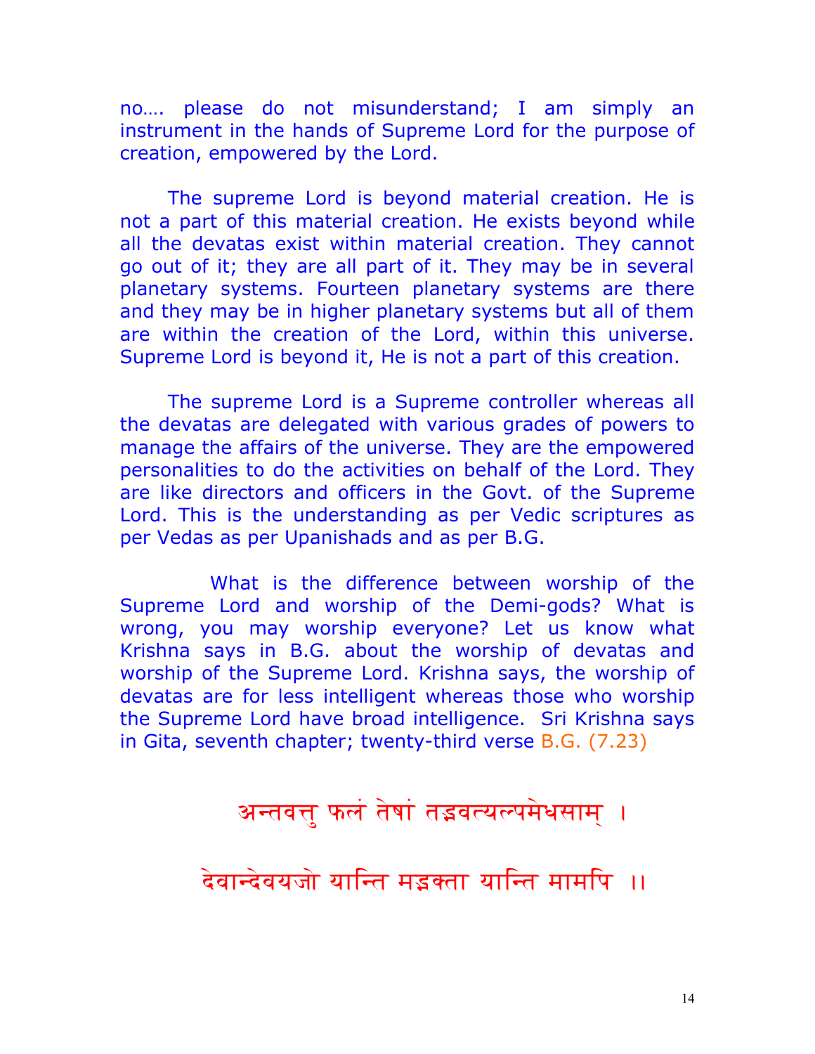no…. please do not misunderstand; I am simply an instrument in the hands of Supreme Lord for the purpose of creation, empowered by the Lord.

The supreme Lord is beyond material creation. He is not a part of this material creation. He exists beyond while all the devatas exist within material creation. They cannot go out of it; they are all part of it. They may be in several planetary systems. Fourteen planetary systems are there and they may be in higher planetary systems but all of them are within the creation of the Lord, within this universe. Supreme Lord is beyond it, He is not a part of this creation.

The supreme Lord is a Supreme controller whereas all the devatas are delegated with various grades of powers to manage the affairs of the universe. They are the empowered personalities to do the activities on behalf of the Lord. They are like directors and officers in the Govt. of the Supreme Lord. This is the understanding as per Vedic scriptures as per Vedas as per Upanishads and as per B.G.

What is the difference between worship of the Supreme Lord and worship of the Demi-gods? What is wrong, you may worship everyone? Let us know what Krishna says in B.G. about the worship of devatas and worship of the Supreme Lord. Krishna says, the worship of devatas are for less intelligent whereas those who worship the Supreme Lord have broad intelligence. Sri Krishna says in Gita, seventh chapter; twenty-third verse B.G. (7.23)

अन्तवत्तु फलं तेषां तद्भवत्यल्पमेधसाम् ।

देवान्देवयजो यान्ति मद्भक्ता यान्ति मामपि ।।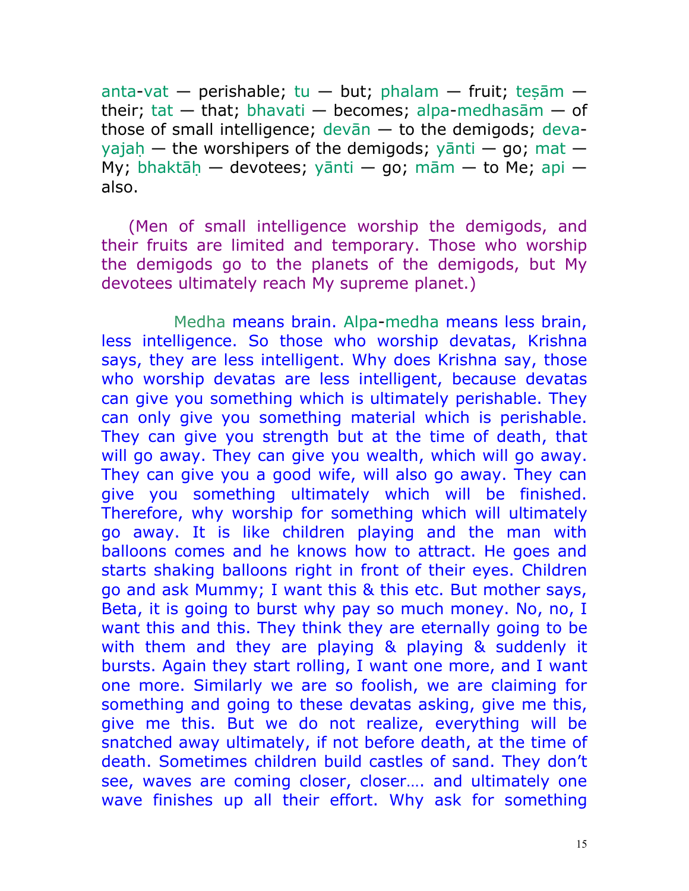anta-vat — perishable; tu — but; phalam — fruit; teṣām — their; tat — that; bhavati — becomes; alpa-medhasām — of those of small intelligence; devān — to the demigods; deva-yajaḥ — the worshipers of the demigods; yānti — go; mat — My; bhaktāḥ — devotees; yānti — go; mām — to Me; api — also.

(Men of small intelligence worship the demigods, and their fruits are limited and temporary. Those who worship the demigods go to the planets of the demigods, but My devotees ultimately reach My supreme planet.)

Medha means brain. Alpa-medha means less brain, less intelligence. So those who worship devatas, Krishna says, they are less intelligent. Why does Krishna say, those who worship devatas are less intelligent, because devatas can give you something which is ultimately perishable. They can only give you something material which is perishable. They can give you strength but at the time of death, that will go away. They can give you wealth, which will go away. They can give you a good wife, will also go away. They can give you something ultimately which will be finished. Therefore, why worship for something which will ultimately go away. It is like children playing and the man with balloons comes and he knows how to attract. He goes and starts shaking balloons right in front of their eyes. Children go and ask Mummy; I want this & this etc. But mother says, Beta, it is going to burst why pay so much money. No, no, I want this and this. They think they are eternally going to be with them and they are playing & playing & suddenly it bursts. Again they start rolling, I want one more, and I want one more. Similarly we are so foolish, we are claiming for something and going to these devatas asking, give me this, give me this. But we do not realize, everything will be snatched away ultimately, if not before death, at the time of death. Sometimes children build castles of sand. They don't see, waves are coming closer, closer…. and ultimately one wave finishes up all their effort. Why ask for something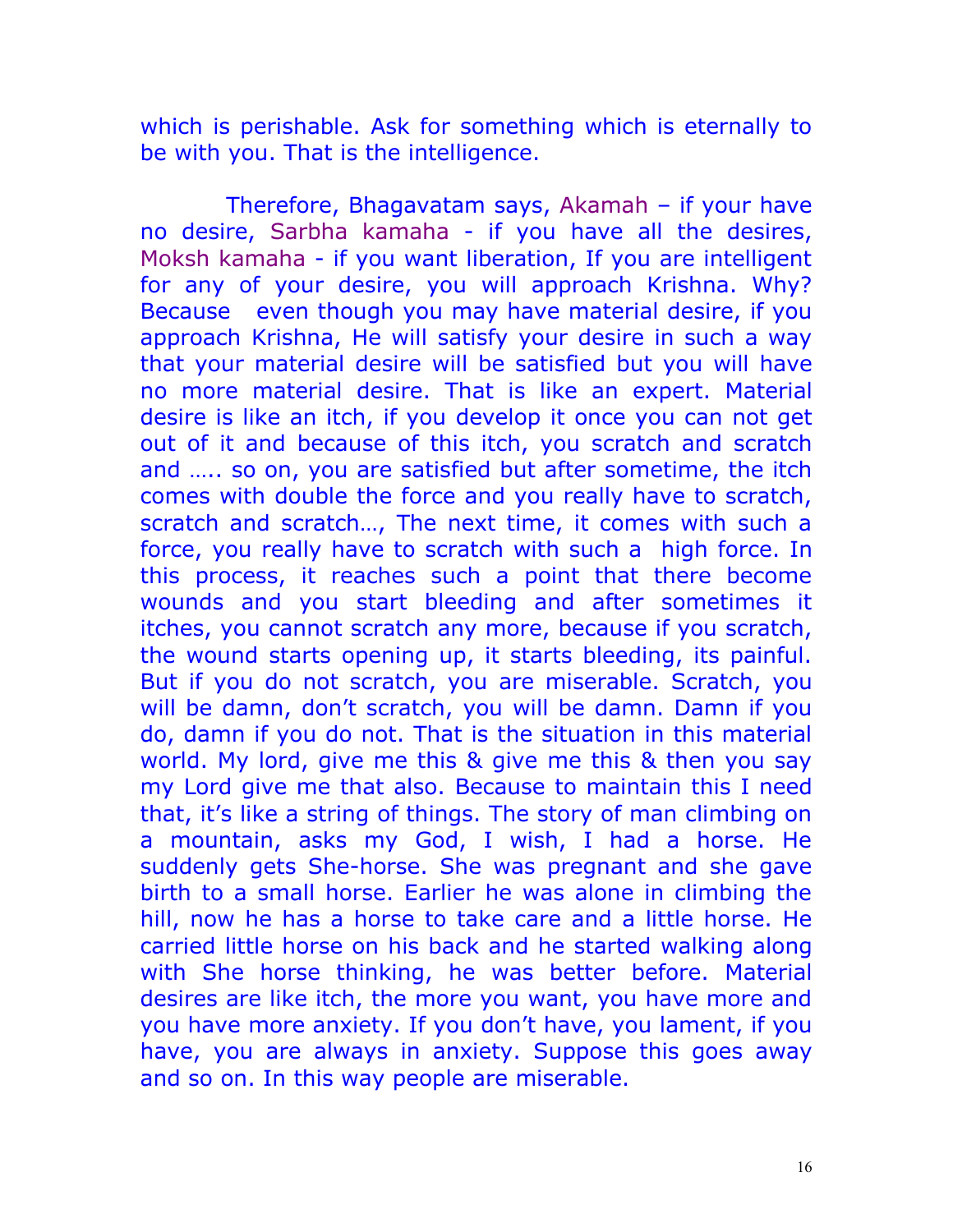which is perishable. Ask for something which is eternally to be with you. That is the intelligence.

Therefore, Bhagavatam says, Akamah – if your have no desire, Sarbha kamaha - if you have all the desires, Moksh kamaha - if you want liberation, If you are intelligent for any of your desire, you will approach Krishna. Why? Because even though you may have material desire, if you approach Krishna, He will satisfy your desire in such a way that your material desire will be satisfied but you will have no more material desire. That is like an expert. Material desire is like an itch, if you develop it once you can not get out of it and because of this itch, you scratch and scratch and ….. so on, you are satisfied but after sometime, the itch comes with double the force and you really have to scratch, scratch and scratch…, The next time, it comes with such a force, you really have to scratch with such a high force. In this process, it reaches such a point that there become wounds and you start bleeding and after sometimes it itches, you cannot scratch any more, because if you scratch, the wound starts opening up, it starts bleeding, its painful. But if you do not scratch, you are miserable. Scratch, you will be damn, don't scratch, you will be damn. Damn if you do, damn if you do not. That is the situation in this material world. My lord, give me this & give me this & then you say my Lord give me that also. Because to maintain this I need that, it's like a string of things. The story of man climbing on a mountain, asks my God, I wish, I had a horse. He suddenly gets She-horse. She was pregnant and she gave birth to a small horse. Earlier he was alone in climbing the hill, now he has a horse to take care and a little horse. He carried little horse on his back and he started walking along with She horse thinking, he was better before. Material desires are like itch, the more you want, you have more and you have more anxiety. If you don't have, you lament, if you have, you are always in anxiety. Suppose this goes away and so on. In this way people are miserable.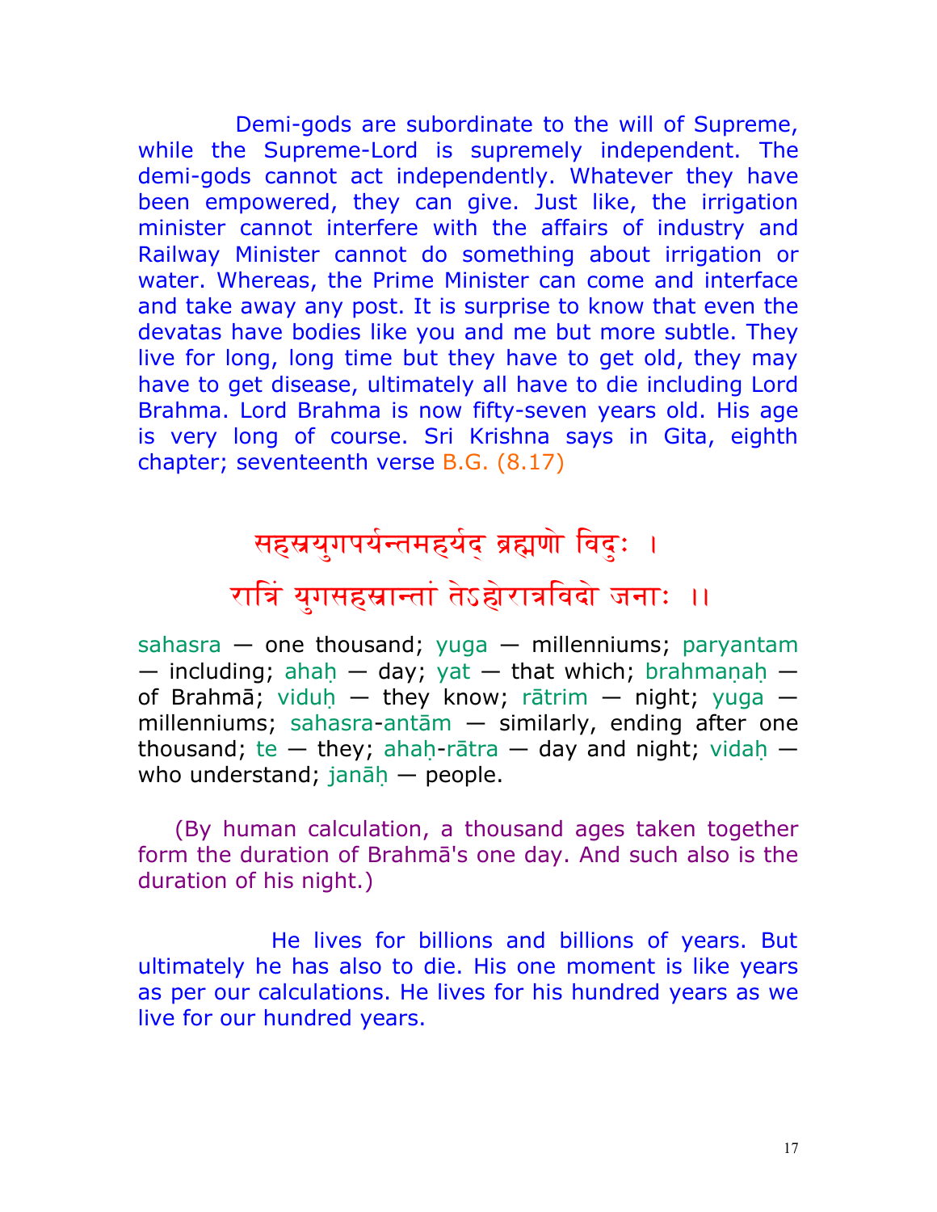Demi-gods are subordinate to the will of Supreme, while the Supreme-Lord is supremely independent. The demi-gods cannot act independently. Whatever they have been empowered, they can give. Just like, the irrigation minister cannot interfere with the affairs of industry and Railway Minister cannot do something about irrigation or water. Whereas, the Prime Minister can come and interface and take away any post. It is surprise to know that even the devatas have bodies like you and me but more subtle. They live for long, long time but they have to get old, they may have to get disease, ultimately all have to die including Lord Brahma. Lord Brahma is now fifty-seven years old. His age is very long of course. Sri Krishna says in Gita, eighth chapter; seventeenth verse B.G. (8.17)

सहस्रयुगपर्यन्तमहर्यद् ब्रह्मणो विदुः ।
रात्रिं युगसहस्रान्तां तेऽहोरात्रविदो जनाः ।।

sahasra — one thousand; yuga — millenniums; paryantam — including; ahaḥ — day; yat — that which; brahmaṇaḥ — of Brahmā; viduḥ — they know; rātrim — night; yuga — millenniums; sahasra-antām — similarly, ending after one thousand; te — they; ahaḥ-rātra — day and night; vidaḥ — who understand; janāḥ — people.

(By human calculation, a thousand ages taken together form the duration of Brahmā's one day. And such also is the duration of his night.)

He lives for billions and billions of years. But ultimately he has also to die. His one moment is like years as per our calculations. He lives for his hundred years as we live for our hundred years.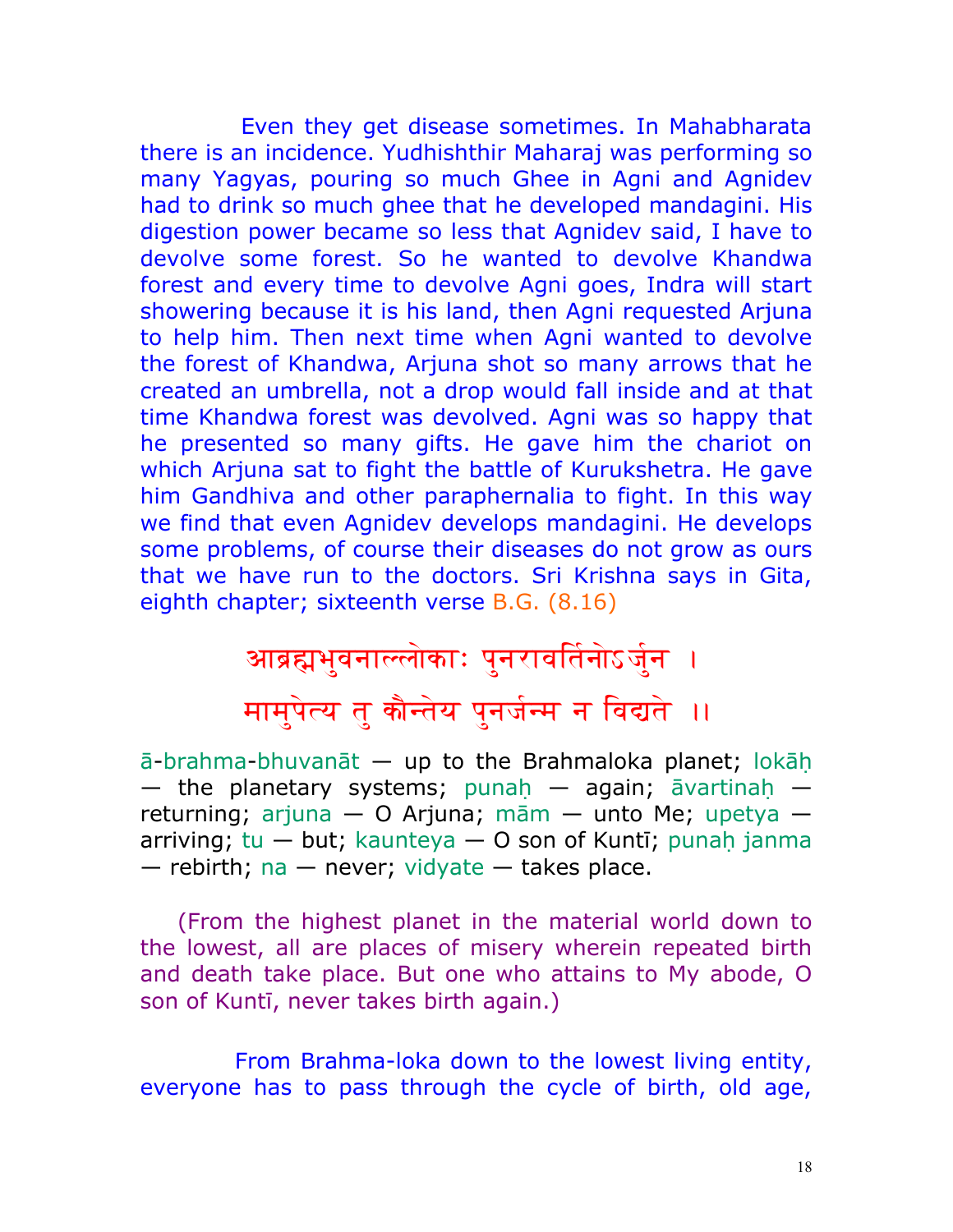Even they get disease sometimes. In Mahabharata there is an incidence. Yudhishthir Maharaj was performing so many Yagyas, pouring so much Ghee in Agni and Agnidev had to drink so much ghee that he developed mandagini. His digestion power became so less that Agnidev said, I have to devolve some forest. So he wanted to devolve Khandwa forest and every time to devolve Agni goes, Indra will start showering because it is his land, then Agni requested Arjuna to help him. Then next time when Agni wanted to devolve the forest of Khandwa, Arjuna shot so many arrows that he created an umbrella, not a drop would fall inside and at that time Khandwa forest was devolved. Agni was so happy that he presented so many gifts. He gave him the chariot on which Arjuna sat to fight the battle of Kurukshetra. He gave him Gandhiva and other paraphernalia to fight. In this way we find that even Agnidev develops mandagini. He develops some problems, of course their diseases do not grow as ours that we have run to the doctors. Sri Krishna says in Gita, eighth chapter; sixteenth verse B.G. (8.16)

आब्रह्मभुवनाल्लोकाः पुनरावर्तिनोऽर्जुन ।
मामुपेत्य तु कौन्तेय पुनर्जन्म न विद्यते ।।

ā-brahma-bhuvanāt — up to the Brahmaloka planet; lokāḥ — the planetary systems; punaḥ — again; āvartinaḥ — returning; arjuna — O Arjuna; mām — unto Me; upetya — arriving; tu — but; kaunteya — O son of Kuntī; punaḥ janma — rebirth; na — never; vidyate — takes place.

(From the highest planet in the material world down to the lowest, all are places of misery wherein repeated birth and death take place. But one who attains to My abode, O son of Kuntī, never takes birth again.)

From Brahma-loka down to the lowest living entity, everyone has to pass through the cycle of birth, old age,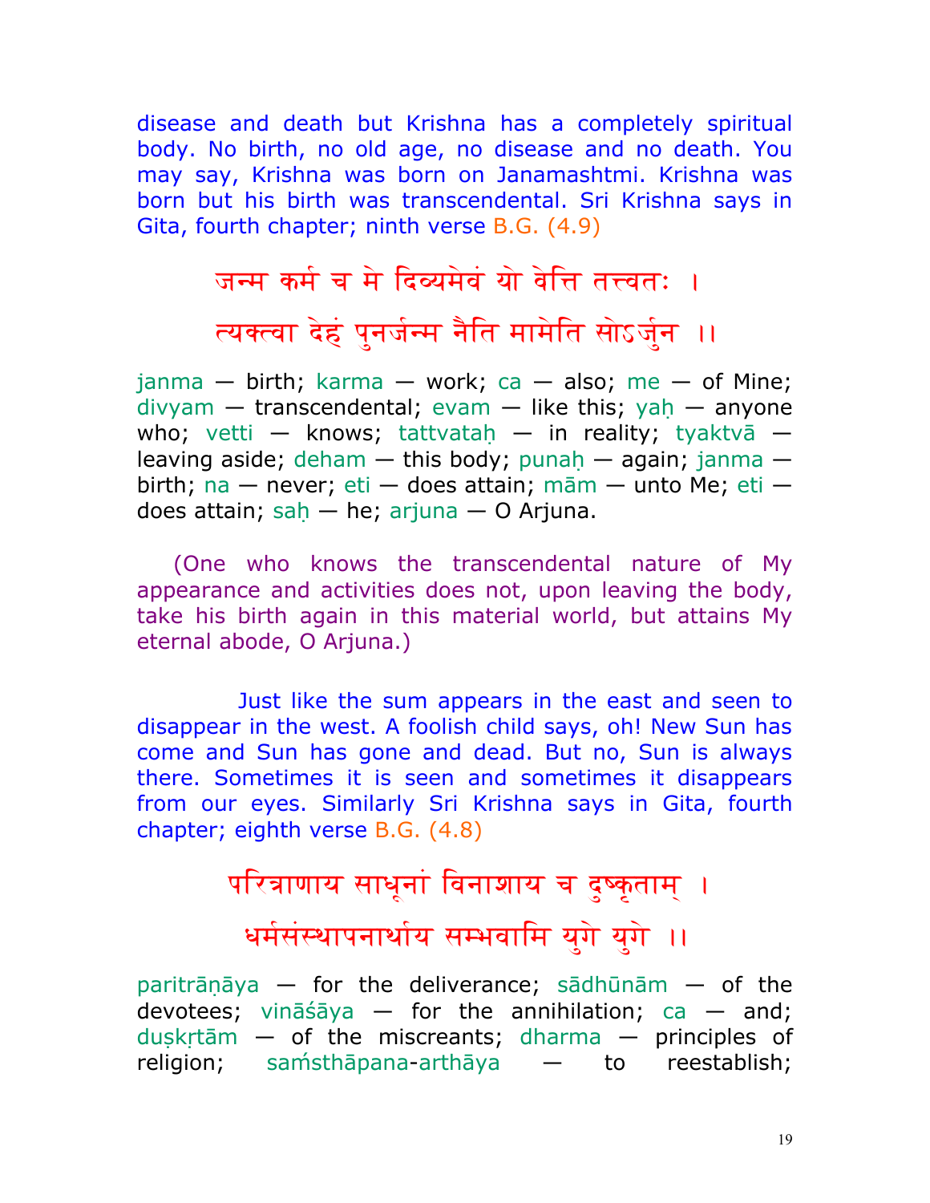disease and death but Krishna has a completely spiritual body. No birth, no old age, no disease and no death. You may say, Krishna was born on Janamashtmi. Krishna was born but his birth was transcendental. Sri Krishna says in Gita, fourth chapter; ninth verse B.G. (4.9)

जन्म कर्म च मे दिव्यमेवं यो वेत्ति तत्त्वतः ।

त्यक्त्वा देहं पुनर्जन्म नैति मामेति सोऽर्जुन ।।

janma — birth; karma — work; ca — also; me — of Mine; divyam — transcendental; evam — like this; yaḥ — anyone who; vetti — knows; tattvataḥ — in reality; tyaktvā — leaving aside; deham — this body; punaḥ — again; janma — birth; na — never; eti — does attain; mām — unto Me; eti — does attain; saḥ — he; arjuna — O Arjuna.

(One who knows the transcendental nature of My appearance and activities does not, upon leaving the body, take his birth again in this material world, but attains My eternal abode, O Arjuna.)

Just like the sum appears in the east and seen to disappear in the west. A foolish child says, oh! New Sun has come and Sun has gone and dead. But no, Sun is always there. Sometimes it is seen and sometimes it disappears from our eyes. Similarly Sri Krishna says in Gita, fourth chapter; eighth verse B.G. (4.8)

परित्राणाय साधूनां विनाशाय च दुष्कृताम् ।

धर्मसंस्थापनार्थाय सम्भवामि युगे युगे ।।

paritrāṇāya — for the deliverance; sādhūnām — of the devotees; vināśāya — for the annihilation; ca — and; duṣkṛtām — of the miscreants; dharma — principles of religion; saḿsthāpana-arthāya — to reestablish;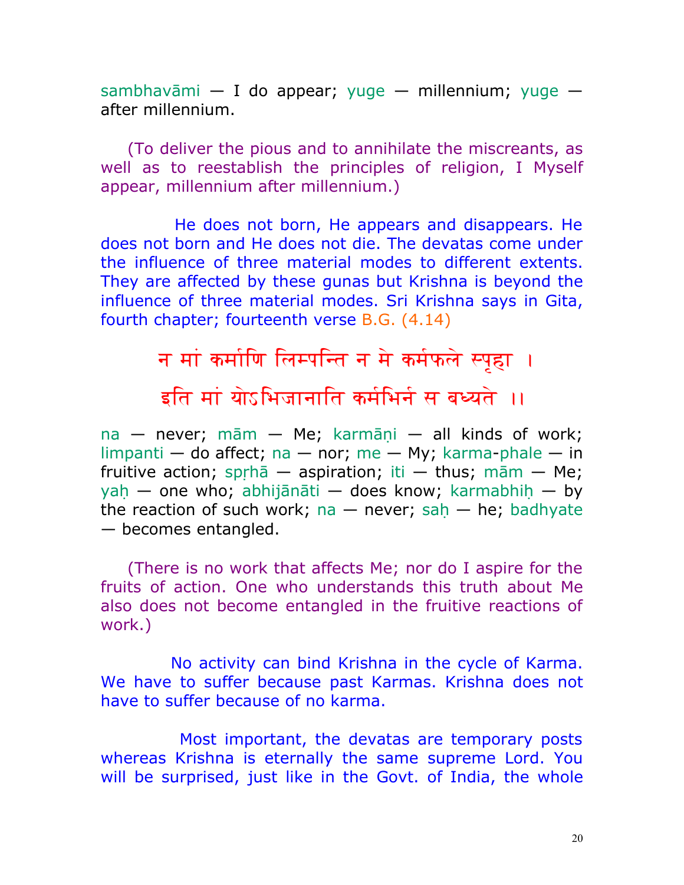sambhavāmi — I do appear; yuge — millennium; yuge — after millennium.

(To deliver the pious and to annihilate the miscreants, as well as to reestablish the principles of religion, I Myself appear, millennium after millennium.)

He does not born, He appears and disappears. He does not born and He does not die. The devatas come under the influence of three material modes to different extents. They are affected by these gunas but Krishna is beyond the influence of three material modes. Sri Krishna says in Gita, fourth chapter; fourteenth verse B.G. (4.14)

न मां कर्माणि लिम्पन्ति न मे कर्मफले स्पृहा ।

इति मां योऽभिजानाति कर्मभिर्न स बध्यते ।।

na — never; mām — Me; karmāṇi — all kinds of work; limpanti — do affect; na — nor; me — My; karma-phale — in fruitive action; spṛhā — aspiration; iti — thus; mām — Me; yaḥ — one who; abhijānāti — does know; karmabhiḥ — by the reaction of such work; na — never; saḥ — he; badhyate — becomes entangled.

(There is no work that affects Me; nor do I aspire for the fruits of action. One who understands this truth about Me also does not become entangled in the fruitive reactions of work.)

No activity can bind Krishna in the cycle of Karma. We have to suffer because past Karmas. Krishna does not have to suffer because of no karma.

Most important, the devatas are temporary posts whereas Krishna is eternally the same supreme Lord. You will be surprised, just like in the Govt. of India, the whole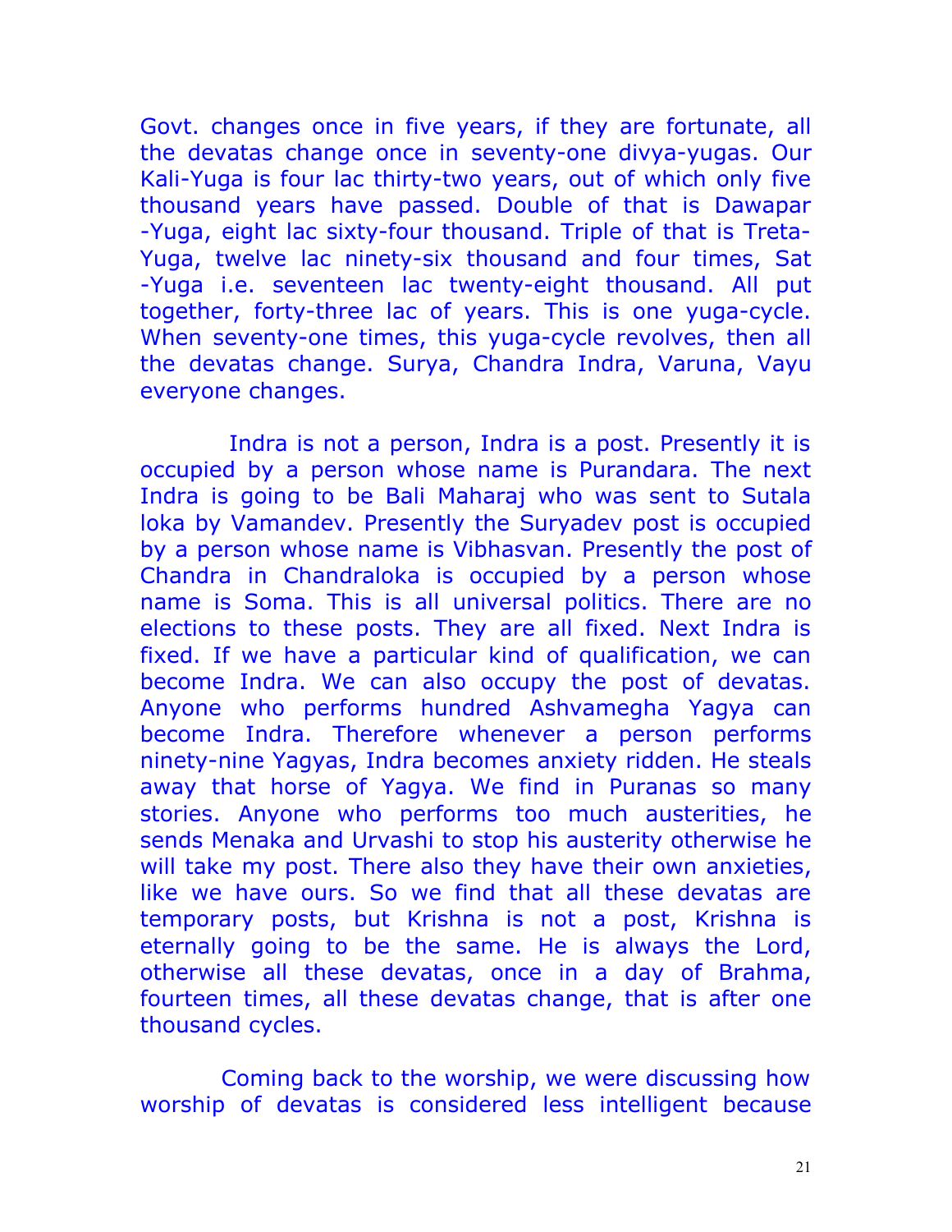Govt. changes once in five years, if they are fortunate, all the devatas change once in seventy-one divya-yugas. Our Kali-Yuga is four lac thirty-two years, out of which only five thousand years have passed. Double of that is Dawapar -Yuga, eight lac sixty-four thousand. Triple of that is Treta-Yuga, twelve lac ninety-six thousand and four times, Sat -Yuga i.e. seventeen lac twenty-eight thousand. All put together, forty-three lac of years. This is one yuga-cycle. When seventy-one times, this yuga-cycle revolves, then all the devatas change. Surya, Chandra Indra, Varuna, Vayu everyone changes.

Indra is not a person, Indra is a post. Presently it is occupied by a person whose name is Purandara. The next Indra is going to be Bali Maharaj who was sent to Sutala loka by Vamandev. Presently the Suryadev post is occupied by a person whose name is Vibhasvan. Presently the post of Chandra in Chandraloka is occupied by a person whose name is Soma. This is all universal politics. There are no elections to these posts. They are all fixed. Next Indra is fixed. If we have a particular kind of qualification, we can become Indra. We can also occupy the post of devatas. Anyone who performs hundred Ashvamegha Yagya can become Indra. Therefore whenever a person performs ninety-nine Yagyas, Indra becomes anxiety ridden. He steals away that horse of Yagya. We find in Puranas so many stories. Anyone who performs too much austerities, he sends Menaka and Urvashi to stop his austerity otherwise he will take my post. There also they have their own anxieties, like we have ours. So we find that all these devatas are temporary posts, but Krishna is not a post, Krishna is eternally going to be the same. He is always the Lord, otherwise all these devatas, once in a day of Brahma, fourteen times, all these devatas change, that is after one thousand cycles.

Coming back to the worship, we were discussing how worship of devatas is considered less intelligent because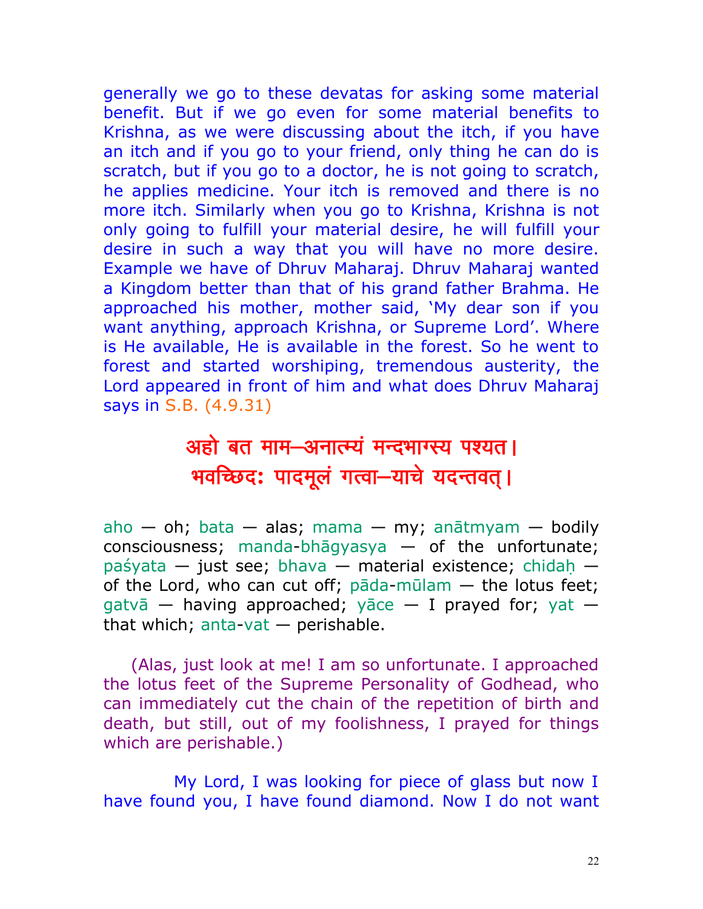generally we go to these devatas for asking some material benefit. But if we go even for some material benefits to Krishna, as we were discussing about the itch, if you have an itch and if you go to your friend, only thing he can do is scratch, but if you go to a doctor, he is not going to scratch, he applies medicine. Your itch is removed and there is no more itch. Similarly when you go to Krishna, Krishna is not only going to fulfill your material desire, he will fulfill your desire in such a way that you will have no more desire. Example we have of Dhruv Maharaj. Dhruv Maharaj wanted a Kingdom better than that of his grand father Brahma. He approached his mother, mother said, 'My dear son if you want anything, approach Krishna, or Supreme Lord'. Where is He available, He is available in the forest. So he went to forest and started worshiping, tremendous austerity, the Lord appeared in front of him and what does Dhruv Maharaj says in S.B. (4.9.31)

**अहो बत माम–अनात्म्यं मन्दभाग्स्य पश्यत।**
**भवच्छिदः पादमूलं गत्वा–याचे यदन्तवत्।**

aho — oh; bata — alas; mama — my; anātmyam — bodily consciousness; manda-bhāgyasya — of the unfortunate; paśyata — just see; bhava — material existence; chidaḥ — of the Lord, who can cut off; pāda-mūlam — the lotus feet; gatvā — having approached; yāce — I prayed for; yat — that which; anta-vat — perishable.

(Alas, just look at me! I am so unfortunate. I approached the lotus feet of the Supreme Personality of Godhead, who can immediately cut the chain of the repetition of birth and death, but still, out of my foolishness, I prayed for things which are perishable.)

My Lord, I was looking for piece of glass but now I have found you, I have found diamond. Now I do not want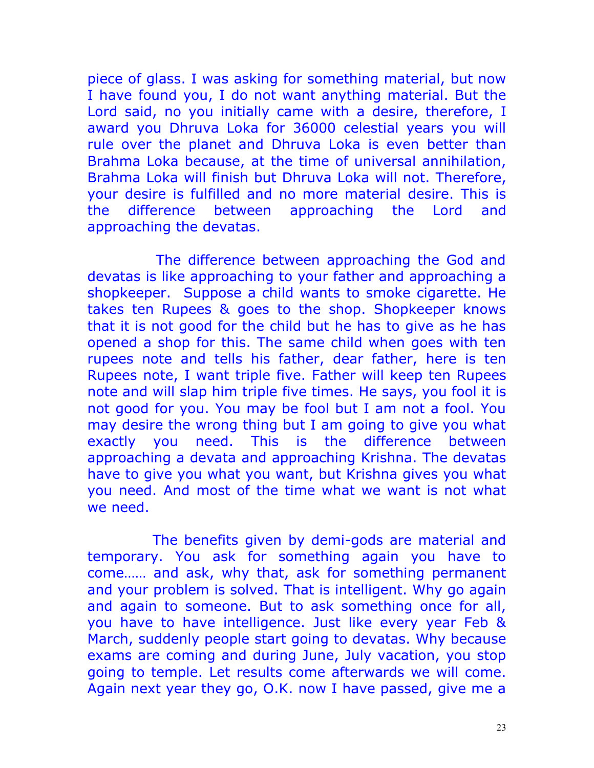piece of glass. I was asking for something material, but now I have found you, I do not want anything material. But the Lord said, no you initially came with a desire, therefore, I award you Dhruva Loka for 36000 celestial years you will rule over the planet and Dhruva Loka is even better than Brahma Loka because, at the time of universal annihilation, Brahma Loka will finish but Dhruva Loka will not. Therefore, your desire is fulfilled and no more material desire. This is the difference between approaching the Lord and approaching the devatas.

The difference between approaching the God and devatas is like approaching to your father and approaching a shopkeeper. Suppose a child wants to smoke cigarette. He takes ten Rupees & goes to the shop. Shopkeeper knows that it is not good for the child but he has to give as he has opened a shop for this. The same child when goes with ten rupees note and tells his father, dear father, here is ten Rupees note, I want triple five. Father will keep ten Rupees note and will slap him triple five times. He says, you fool it is not good for you. You may be fool but I am not a fool. You may desire the wrong thing but I am going to give you what exactly you need. This is the difference between approaching a devata and approaching Krishna. The devatas have to give you what you want, but Krishna gives you what you need. And most of the time what we want is not what we need.

The benefits given by demi-gods are material and temporary. You ask for something again you have to come…… and ask, why that, ask for something permanent and your problem is solved. That is intelligent. Why go again and again to someone. But to ask something once for all, you have to have intelligence. Just like every year Feb & March, suddenly people start going to devatas. Why because exams are coming and during June, July vacation, you stop going to temple. Let results come afterwards we will come. Again next year they go, O.K. now I have passed, give me a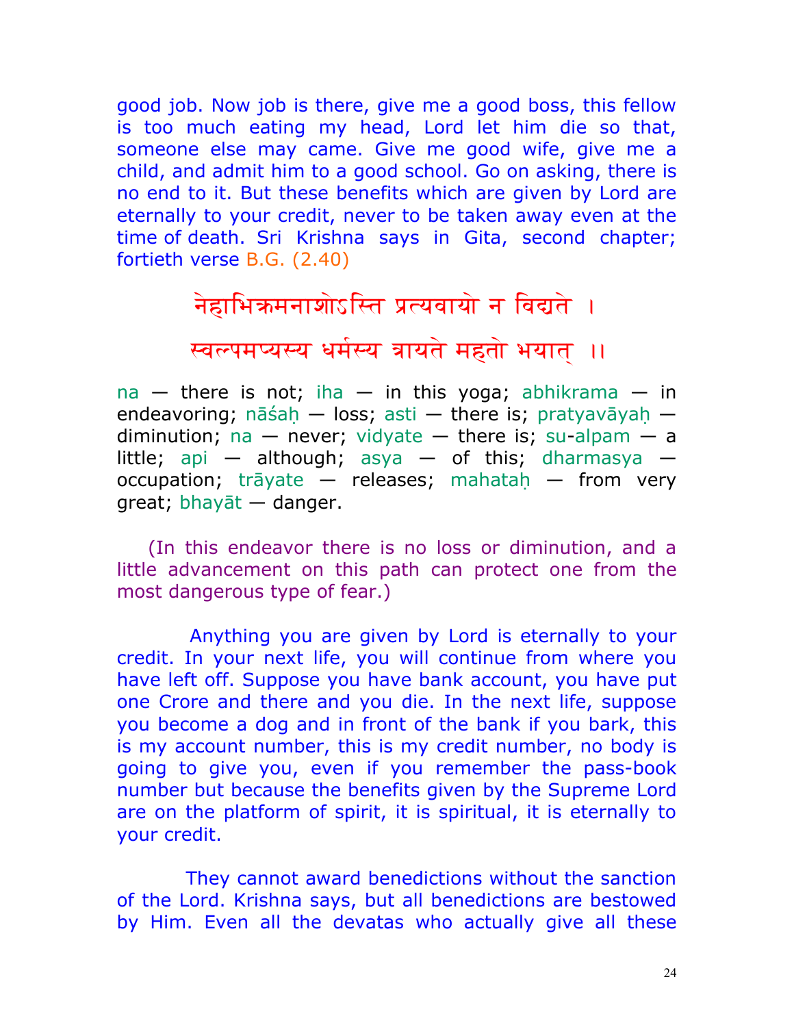good job. Now job is there, give me a good boss, this fellow is too much eating my head, Lord let him die so that, someone else may came. Give me good wife, give me a child, and admit him to a good school. Go on asking, there is no end to it. But these benefits which are given by Lord are eternally to your credit, never to be taken away even at the time of death. Sri Krishna says in Gita, second chapter; fortieth verse B.G. (2.40)

नेहाभिक्रमनाशोऽस्ति प्रत्यवायो न विद्यते ।

स्वल्पमप्यस्य धर्मस्य त्रायते महतो भयात् ।।

na — there is not; iha — in this yoga; abhikrama — in endeavoring; nāśaḥ — loss; asti — there is; pratyavāyaḥ — diminution; na — never; vidyate — there is; su-alpam — a little; api — although; asya — of this; dharmasya — occupation; trāyate — releases; mahataḥ — from very great; bhayāt — danger.

(In this endeavor there is no loss or diminution, and a little advancement on this path can protect one from the most dangerous type of fear.)

Anything you are given by Lord is eternally to your credit. In your next life, you will continue from where you have left off. Suppose you have bank account, you have put one Crore and there and you die. In the next life, suppose you become a dog and in front of the bank if you bark, this is my account number, this is my credit number, no body is going to give you, even if you remember the pass-book number but because the benefits given by the Supreme Lord are on the platform of spirit, it is spiritual, it is eternally to your credit.

They cannot award benedictions without the sanction of the Lord. Krishna says, but all benedictions are bestowed by Him. Even all the devatas who actually give all these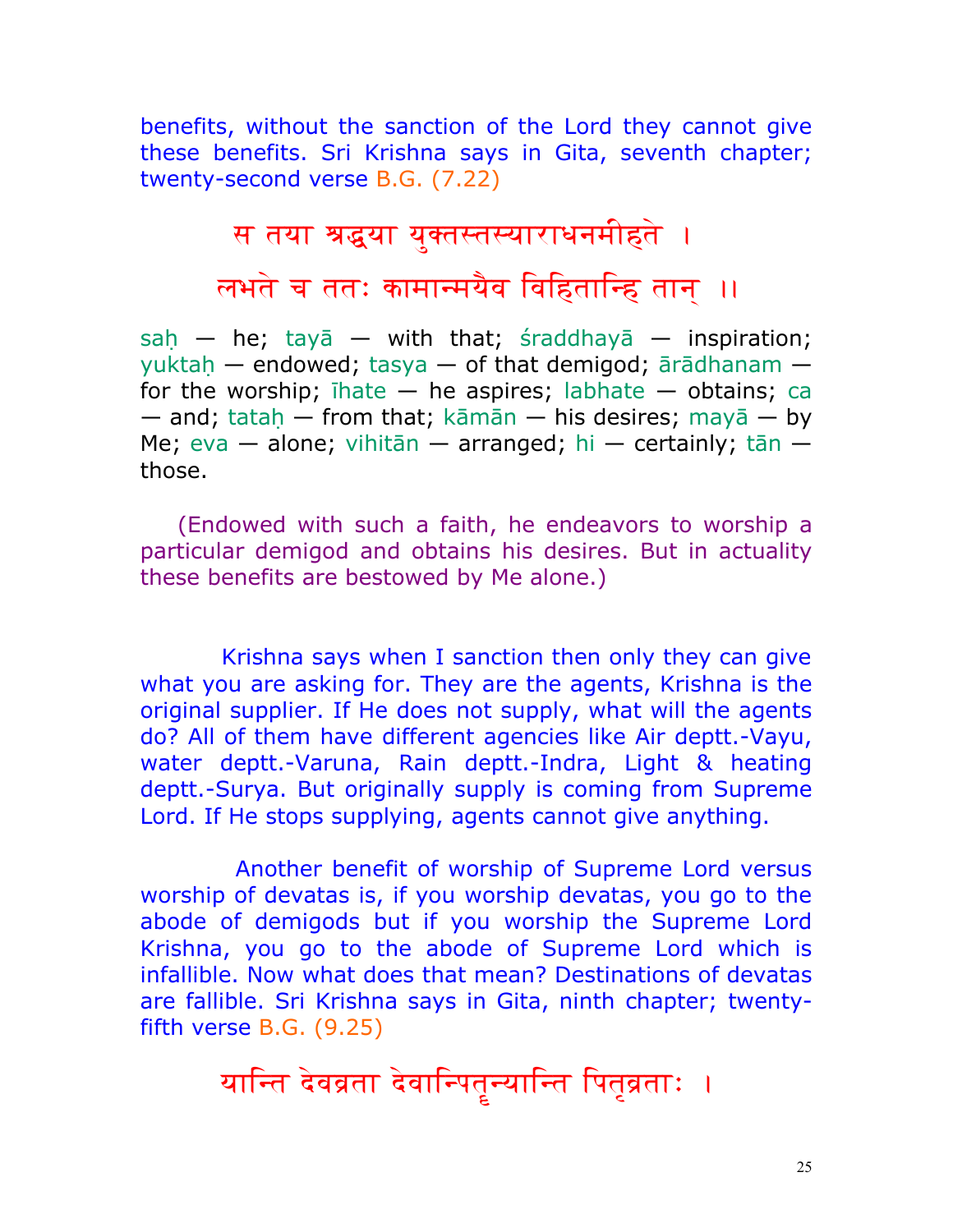benefits, without the sanction of the Lord they cannot give these benefits. Sri Krishna says in Gita, seventh chapter; twenty-second verse B.G. (7.22)

स तया श्रद्धया युक्तस्तस्याराधनमीहते ।

लभते च ततः कामान्मयैव विहितान्हि तान् ।।

saḥ — he; tayā — with that; śraddhayā — inspiration; yuktaḥ — endowed; tasya — of that demigod; ārādhanam — for the worship; īhate — he aspires; labhate — obtains; ca — and; tataḥ — from that; kāmān — his desires; mayā — by Me; eva — alone; vihitān — arranged; hi — certainly; tān — those.

(Endowed with such a faith, he endeavors to worship a particular demigod and obtains his desires. But in actuality these benefits are bestowed by Me alone.)

Krishna says when I sanction then only they can give what you are asking for. They are the agents, Krishna is the original supplier. If He does not supply, what will the agents do? All of them have different agencies like Air deptt.-Vayu, water deptt.-Varuna, Rain deptt.-Indra, Light & heating deptt.-Surya. But originally supply is coming from Supreme Lord. If He stops supplying, agents cannot give anything.

Another benefit of worship of Supreme Lord versus worship of devatas is, if you worship devatas, you go to the abode of demigods but if you worship the Supreme Lord Krishna, you go to the abode of Supreme Lord which is infallible. Now what does that mean? Destinations of devatas are fallible. Sri Krishna says in Gita, ninth chapter; twenty-fifth verse B.G. (9.25)

यान्ति देवव्रता देवान्पितॄन्यान्ति पितृव्रताः ।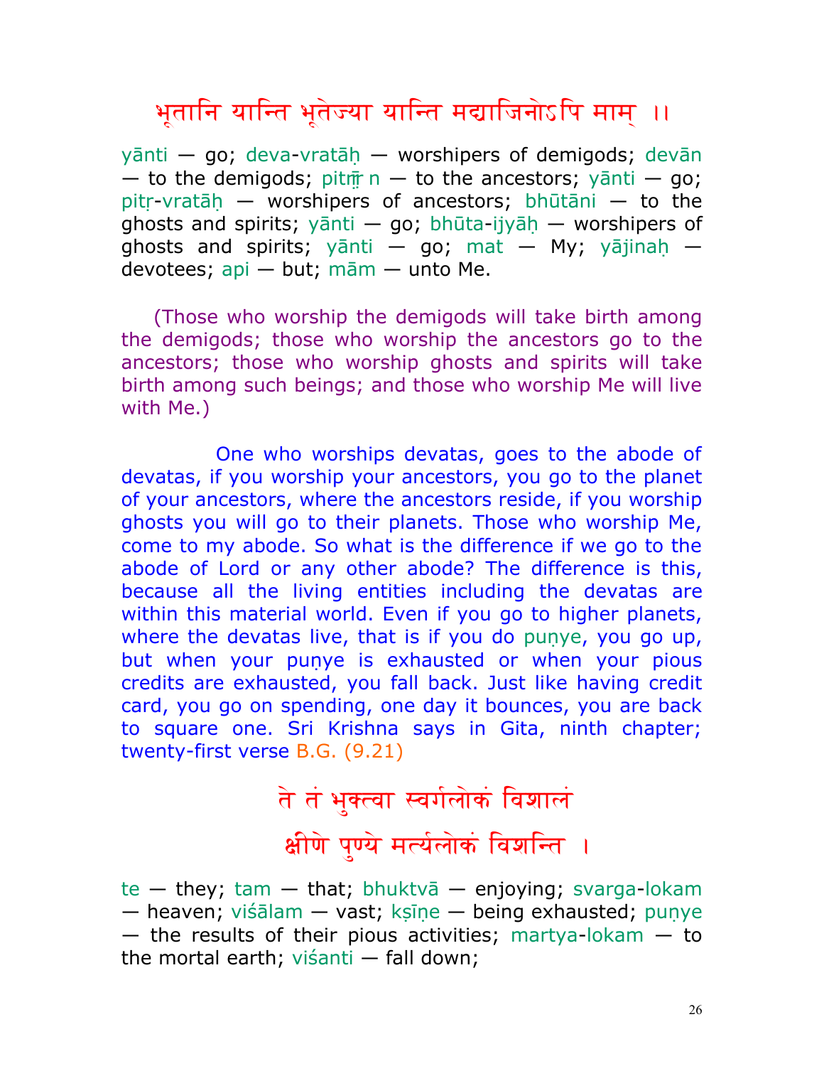भूतानि यान्ति भूतेज्या यान्ति मद्याजिनोऽपि माम् ।।

yānti — go; deva-vratāḥ — worshipers of demigods; devān — to the demigods; pitṝn — to the ancestors; yānti — go; pitṛ-vratāḥ — worshipers of ancestors; bhūtāni — to the ghosts and spirits; yānti — go; bhūta-ijyāḥ — worshipers of ghosts and spirits; yānti — go; mat — My; yājinaḥ — devotees; api — but; mām — unto Me.

(Those who worship the demigods will take birth among the demigods; those who worship the ancestors go to the ancestors; those who worship ghosts and spirits will take birth among such beings; and those who worship Me will live with Me.)

One who worships devatas, goes to the abode of devatas, if you worship your ancestors, you go to the planet of your ancestors, where the ancestors reside, if you worship ghosts you will go to their planets. Those who worship Me, come to my abode. So what is the difference if we go to the abode of Lord or any other abode? The difference is this, because all the living entities including the devatas are within this material world. Even if you go to higher planets, where the devatas live, that is if you do puṇye, you go up, but when your puṇye is exhausted or when your pious credits are exhausted, you fall back. Just like having credit card, you go on spending, one day it bounces, you are back to square one. Sri Krishna says in Gita, ninth chapter; twenty-first verse B.G. (9.21)

ते तं भुक्त्वा स्वर्गलोकं विशालं

क्षीणे पुण्ये मर्त्यलोकं विशन्ति ।

te — they; tam — that; bhuktvā — enjoying; svarga-lokam — heaven; viśālam — vast; kṣīṇe — being exhausted; puṇye — the results of their pious activities; martya-lokam — to the mortal earth; viśanti — fall down;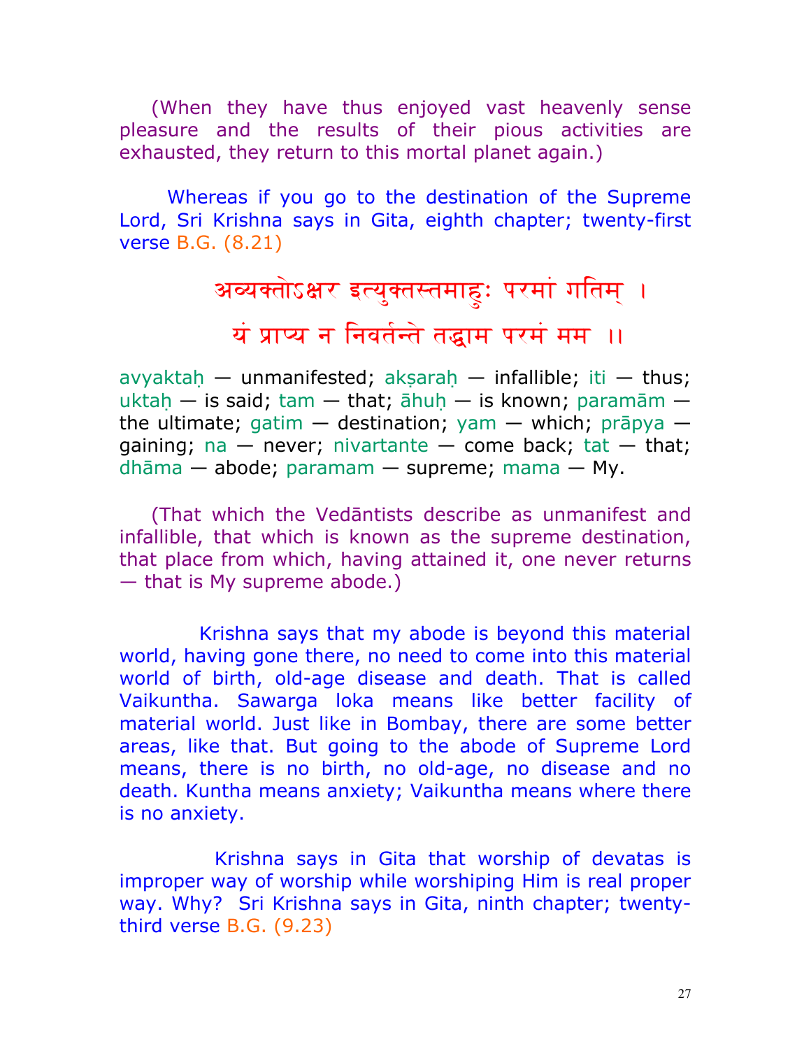(When they have thus enjoyed vast heavenly sense pleasure and the results of their pious activities are exhausted, they return to this mortal planet again.)

Whereas if you go to the destination of the Supreme Lord, Sri Krishna says in Gita, eighth chapter; twenty-first verse B.G. (8.21)

अव्यक्तोऽक्षर इत्युक्तस्तमाहुः परमां गतिम् ।
यं प्राप्य न निवर्तन्ते तद्धाम परमं मम ।।

avyaktaḥ — unmanifested; akṣaraḥ — infallible; iti — thus; uktaḥ — is said; tam — that; āhuḥ — is known; paramām — the ultimate; gatim — destination; yam — which; prāpya — gaining; na — never; nivartante — come back; tat — that; dhāma — abode; paramam — supreme; mama — My.

(That which the Vedāntists describe as unmanifest and infallible, that which is known as the supreme destination, that place from which, having attained it, one never returns — that is My supreme abode.)

Krishna says that my abode is beyond this material world, having gone there, no need to come into this material world of birth, old-age disease and death. That is called Vaikuntha. Sawarga loka means like better facility of material world. Just like in Bombay, there are some better areas, like that. But going to the abode of Supreme Lord means, there is no birth, no old-age, no disease and no death. Kuntha means anxiety; Vaikuntha means where there is no anxiety.

Krishna says in Gita that worship of devatas is improper way of worship while worshiping Him is real proper way. Why? Sri Krishna says in Gita, ninth chapter; twenty-third verse B.G. (9.23)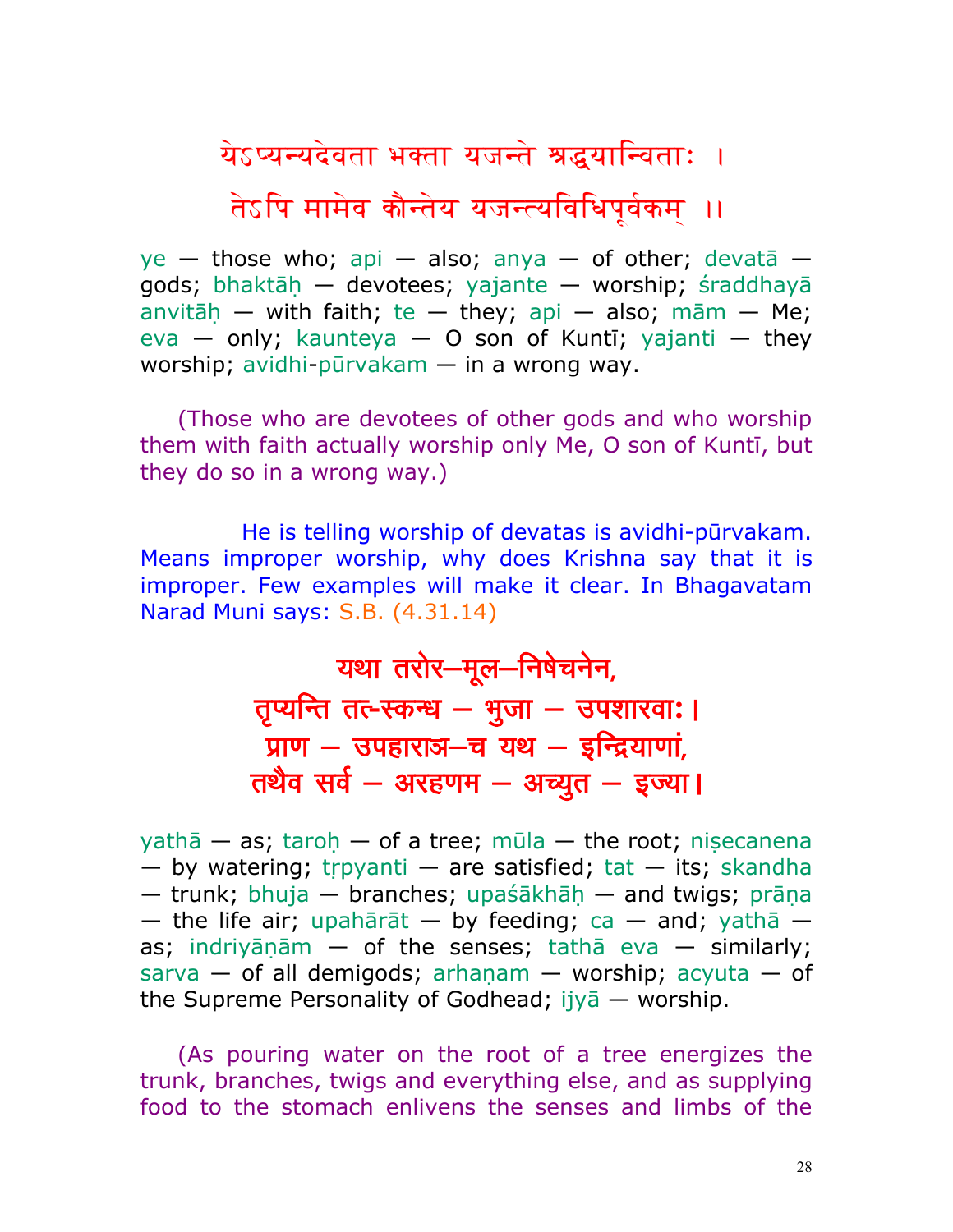येऽप्यन्यदेवता भक्ता यजन्ते श्रद्धयान्विताः ।
तेऽपि मामेव कौन्तेय यजन्त्यविधिपूर्वकम् ।।

ye — those who; api — also; anya — of other; devatā — gods; bhaktāḥ — devotees; yajante — worship; śraddhayā anvitāḥ — with faith; te — they; api — also; mām — Me; eva — only; kaunteya — O son of Kuntī; yajanti — they worship; avidhi-pūrvakam — in a wrong way.

(Those who are devotees of other gods and who worship them with faith actually worship only Me, O son of Kuntī, but they do so in a wrong way.)

He is telling worship of devatas is avidhi-pūrvakam. Means improper worship, why does Krishna say that it is improper. Few examples will make it clear. In Bhagavatam Narad Muni says: S.B. (4.31.14)

**यथा तरोर–मूल–निषेचनेन,**
**तृप्यन्ति तत्-स्कन्ध – भुजा – उपशारवाः।**
**प्राण – उपहाराञ–च यथ – इन्द्रियाणां,**
**तथैव सर्व – अरहणम – अच्युत – इज्या।**

yathā — as; taroḥ — of a tree; mūla — the root; niṣecanena — by watering; tṛpyanti — are satisfied; tat — its; skandha — trunk; bhuja — branches; upaśākhāḥ — and twigs; prāṇa — the life air; upahārāt — by feeding; ca — and; yathā — as; indriyāṇām — of the senses; tathā eva — similarly; sarva — of all demigods; arhaṇam — worship; acyuta — of the Supreme Personality of Godhead; ijyā — worship.

(As pouring water on the root of a tree energizes the trunk, branches, twigs and everything else, and as supplying food to the stomach enlivens the senses and limbs of the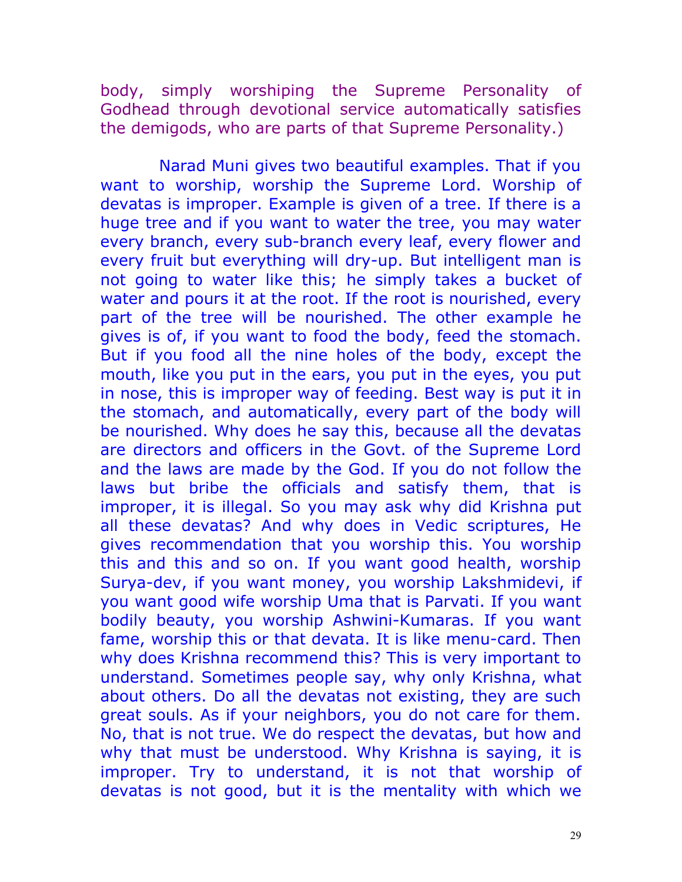body, simply worshiping the Supreme Personality of Godhead through devotional service automatically satisfies the demigods, who are parts of that Supreme Personality.)

Narad Muni gives two beautiful examples. That if you want to worship, worship the Supreme Lord. Worship of devatas is improper. Example is given of a tree. If there is a huge tree and if you want to water the tree, you may water every branch, every sub-branch every leaf, every flower and every fruit but everything will dry-up. But intelligent man is not going to water like this; he simply takes a bucket of water and pours it at the root. If the root is nourished, every part of the tree will be nourished. The other example he gives is of, if you want to food the body, feed the stomach. But if you food all the nine holes of the body, except the mouth, like you put in the ears, you put in the eyes, you put in nose, this is improper way of feeding. Best way is put it in the stomach, and automatically, every part of the body will be nourished. Why does he say this, because all the devatas are directors and officers in the Govt. of the Supreme Lord and the laws are made by the God. If you do not follow the laws but bribe the officials and satisfy them, that is improper, it is illegal. So you may ask why did Krishna put all these devatas? And why does in Vedic scriptures, He gives recommendation that you worship this. You worship this and this and so on. If you want good health, worship Surya-dev, if you want money, you worship Lakshmidevi, if you want good wife worship Uma that is Parvati. If you want bodily beauty, you worship Ashwini-Kumaras. If you want fame, worship this or that devata. It is like menu-card. Then why does Krishna recommend this? This is very important to understand. Sometimes people say, why only Krishna, what about others. Do all the devatas not existing, they are such great souls. As if your neighbors, you do not care for them. No, that is not true. We do respect the devatas, but how and why that must be understood. Why Krishna is saying, it is improper. Try to understand, it is not that worship of devatas is not good, but it is the mentality with which we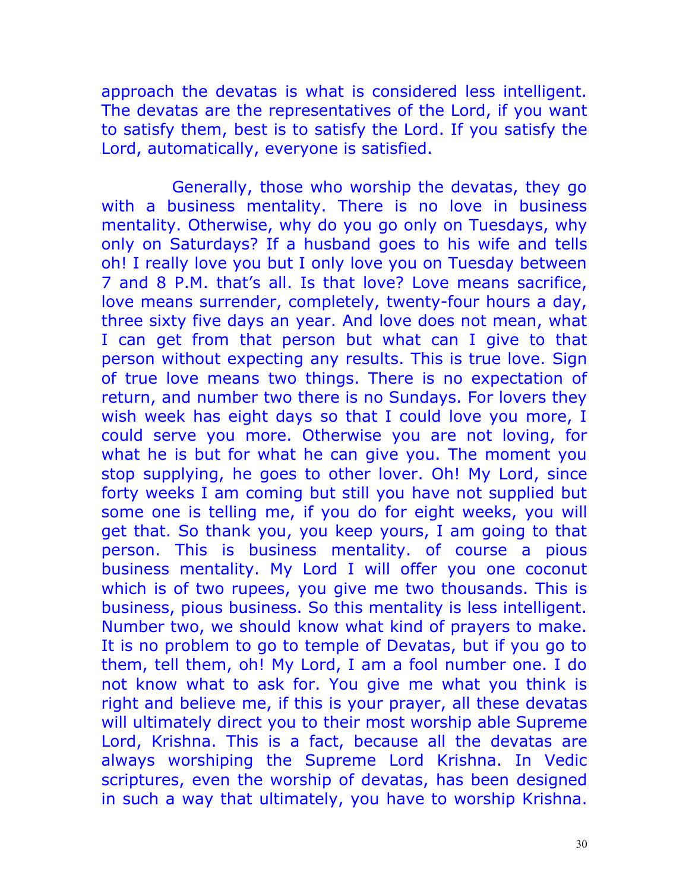approach the devatas is what is considered less intelligent. The devatas are the representatives of the Lord, if you want to satisfy them, best is to satisfy the Lord. If you satisfy the Lord, automatically, everyone is satisfied.

Generally, those who worship the devatas, they go with a business mentality. There is no love in business mentality. Otherwise, why do you go only on Tuesdays, why only on Saturdays? If a husband goes to his wife and tells oh! I really love you but I only love you on Tuesday between 7 and 8 P.M. that's all. Is that love? Love means sacrifice, love means surrender, completely, twenty-four hours a day, three sixty five days an year. And love does not mean, what I can get from that person but what can I give to that person without expecting any results. This is true love. Sign of true love means two things. There is no expectation of return, and number two there is no Sundays. For lovers they wish week has eight days so that I could love you more, I could serve you more. Otherwise you are not loving, for what he is but for what he can give you. The moment you stop supplying, he goes to other lover. Oh! My Lord, since forty weeks I am coming but still you have not supplied but some one is telling me, if you do for eight weeks, you will get that. So thank you, you keep yours, I am going to that person. This is business mentality. of course a pious business mentality. My Lord I will offer you one coconut which is of two rupees, you give me two thousands. This is business, pious business. So this mentality is less intelligent. Number two, we should know what kind of prayers to make. It is no problem to go to temple of Devatas, but if you go to them, tell them, oh! My Lord, I am a fool number one. I do not know what to ask for. You give me what you think is right and believe me, if this is your prayer, all these devatas will ultimately direct you to their most worship able Supreme Lord, Krishna. This is a fact, because all the devatas are always worshiping the Supreme Lord Krishna. In Vedic scriptures, even the worship of devatas, has been designed in such a way that ultimately, you have to worship Krishna.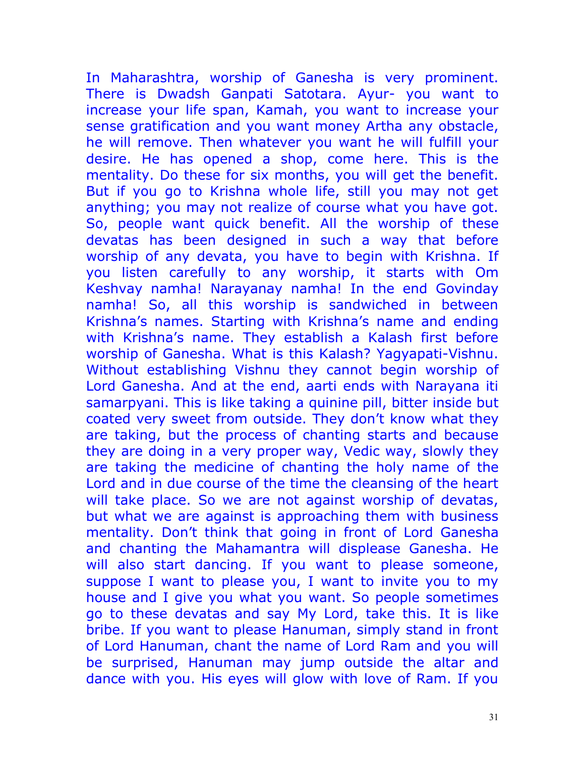In Maharashtra, worship of Ganesha is very prominent. There is Dwadsh Ganpati Satotara. Ayur- you want to increase your life span, Kamah, you want to increase your sense gratification and you want money Artha any obstacle, he will remove. Then whatever you want he will fulfill your desire. He has opened a shop, come here. This is the mentality. Do these for six months, you will get the benefit. But if you go to Krishna whole life, still you may not get anything; you may not realize of course what you have got. So, people want quick benefit. All the worship of these devatas has been designed in such a way that before worship of any devata, you have to begin with Krishna. If you listen carefully to any worship, it starts with Om Keshvay namha! Narayanay namha! In the end Govinday namha! So, all this worship is sandwiched in between Krishna's names. Starting with Krishna's name and ending with Krishna's name. They establish a Kalash first before worship of Ganesha. What is this Kalash? Yagyapati-Vishnu. Without establishing Vishnu they cannot begin worship of Lord Ganesha. And at the end, aarti ends with Narayana iti samarpyani. This is like taking a quinine pill, bitter inside but coated very sweet from outside. They don't know what they are taking, but the process of chanting starts and because they are doing in a very proper way, Vedic way, slowly they are taking the medicine of chanting the holy name of the Lord and in due course of the time the cleansing of the heart will take place. So we are not against worship of devatas, but what we are against is approaching them with business mentality. Don't think that going in front of Lord Ganesha and chanting the Mahamantra will displease Ganesha. He will also start dancing. If you want to please someone, suppose I want to please you, I want to invite you to my house and I give you what you want. So people sometimes go to these devatas and say My Lord, take this. It is like bribe. If you want to please Hanuman, simply stand in front of Lord Hanuman, chant the name of Lord Ram and you will be surprised, Hanuman may jump outside the altar and dance with you. His eyes will glow with love of Ram. If you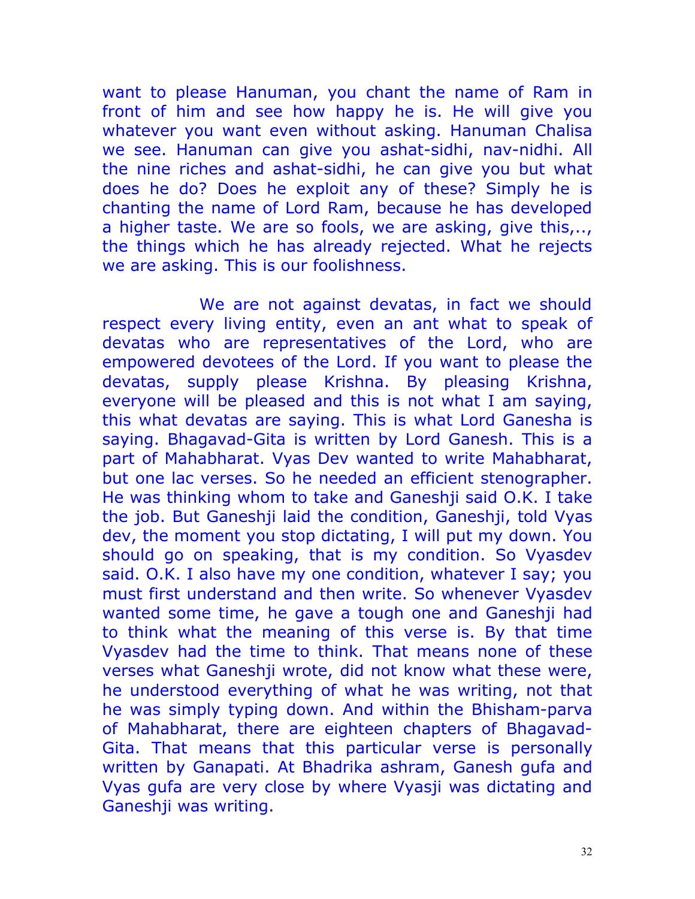want to please Hanuman, you chant the name of Ram in front of him and see how happy he is. He will give you whatever you want even without asking. Hanuman Chalisa we see. Hanuman can give you ashat-sidhi, nav-nidhi. All the nine riches and ashat-sidhi, he can give you but what does he do? Does he exploit any of these? Simply he is chanting the name of Lord Ram, because he has developed a higher taste. We are so fools, we are asking, give this,.., the things which he has already rejected. What he rejects we are asking. This is our foolishness.

We are not against devatas, in fact we should respect every living entity, even an ant what to speak of devatas who are representatives of the Lord, who are empowered devotees of the Lord. If you want to please the devatas, supply please Krishna. By pleasing Krishna, everyone will be pleased and this is not what I am saying, this what devatas are saying. This is what Lord Ganesha is saying. Bhagavad-Gita is written by Lord Ganesh. This is a part of Mahabharat. Vyas Dev wanted to write Mahabharat, but one lac verses. So he needed an efficient stenographer. He was thinking whom to take and Ganeshji said O.K. I take the job. But Ganeshji laid the condition, Ganeshji, told Vyas dev, the moment you stop dictating, I will put my down. You should go on speaking, that is my condition. So Vyasdev said. O.K. I also have my one condition, whatever I say; you must first understand and then write. So whenever Vyasdev wanted some time, he gave a tough one and Ganeshji had to think what the meaning of this verse is. By that time Vyasdev had the time to think. That means none of these verses what Ganeshji wrote, did not know what these were, he understood everything of what he was writing, not that he was simply typing down. And within the Bhisham-parva of Mahabharat, there are eighteen chapters of Bhagavad-Gita. That means that this particular verse is personally written by Ganapati. At Bhadrika ashram, Ganesh gufa and Vyas gufa are very close by where Vyasji was dictating and Ganeshji was writing.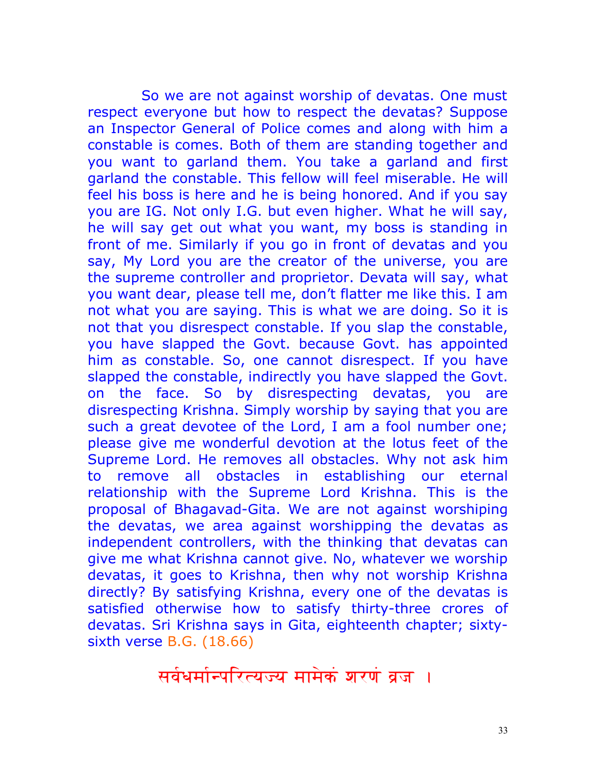So we are not against worship of devatas. One must respect everyone but how to respect the devatas? Suppose an Inspector General of Police comes and along with him a constable is comes. Both of them are standing together and you want to garland them. You take a garland and first garland the constable. This fellow will feel miserable. He will feel his boss is here and he is being honored. And if you say you are IG. Not only I.G. but even higher. What he will say, he will say get out what you want, my boss is standing in front of me. Similarly if you go in front of devatas and you say, My Lord you are the creator of the universe, you are the supreme controller and proprietor. Devata will say, what you want dear, please tell me, don't flatter me like this. I am not what you are saying. This is what we are doing. So it is not that you disrespect constable. If you slap the constable, you have slapped the Govt. because Govt. has appointed him as constable. So, one cannot disrespect. If you have slapped the constable, indirectly you have slapped the Govt. on the face. So by disrespecting devatas, you are disrespecting Krishna. Simply worship by saying that you are such a great devotee of the Lord, I am a fool number one; please give me wonderful devotion at the lotus feet of the Supreme Lord. He removes all obstacles. Why not ask him to remove all obstacles in establishing our eternal relationship with the Supreme Lord Krishna. This is the proposal of Bhagavad-Gita. We are not against worshiping the devatas, we area against worshipping the devatas as independent controllers, with the thinking that devatas can give me what Krishna cannot give. No, whatever we worship devatas, it goes to Krishna, then why not worship Krishna directly? By satisfying Krishna, every one of the devatas is satisfied otherwise how to satisfy thirty-three crores of devatas. Sri Krishna says in Gita, eighteenth chapter; sixty-sixth verse B.G. (18.66)

सर्वधर्मान्परित्यज्य मामेकं शरणं व्रज ।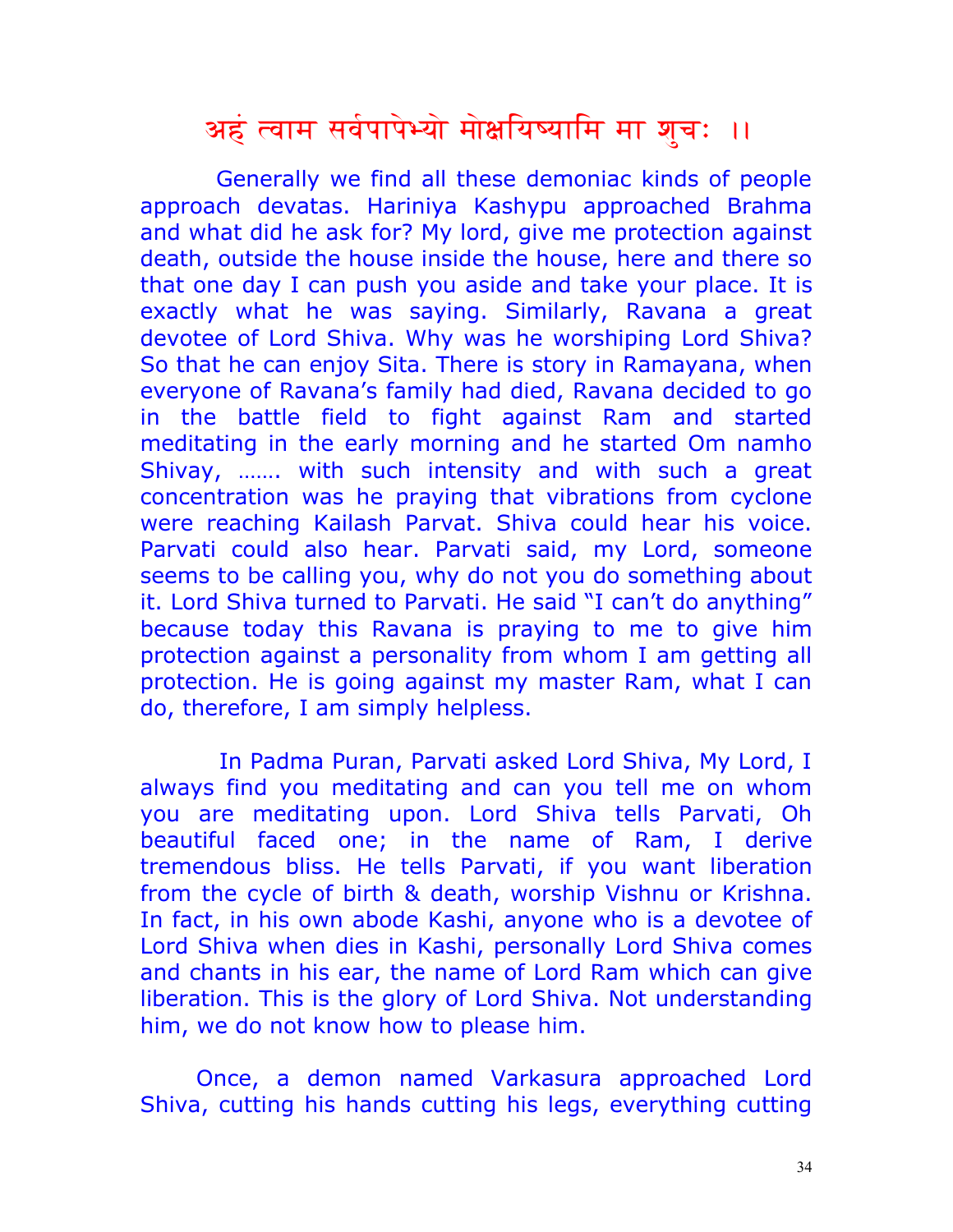# अहं त्वाम सर्वपापेभ्यो मोक्षयिष्यामि मा शुचः ।।

Generally we find all these demoniac kinds of people approach devatas. Hariniya Kashypu approached Brahma and what did he ask for? My lord, give me protection against death, outside the house inside the house, here and there so that one day I can push you aside and take your place. It is exactly what he was saying. Similarly, Ravana a great devotee of Lord Shiva. Why was he worshiping Lord Shiva? So that he can enjoy Sita. There is story in Ramayana, when everyone of Ravana's family had died, Ravana decided to go in the battle field to fight against Ram and started meditating in the early morning and he started Om namho Shivay, ……. with such intensity and with such a great concentration was he praying that vibrations from cyclone were reaching Kailash Parvat. Shiva could hear his voice. Parvati could also hear. Parvati said, my Lord, someone seems to be calling you, why do not you do something about it. Lord Shiva turned to Parvati. He said "I can't do anything" because today this Ravana is praying to me to give him protection against a personality from whom I am getting all protection. He is going against my master Ram, what I can do, therefore, I am simply helpless.

In Padma Puran, Parvati asked Lord Shiva, My Lord, I always find you meditating and can you tell me on whom you are meditating upon. Lord Shiva tells Parvati, Oh beautiful faced one; in the name of Ram, I derive tremendous bliss. He tells Parvati, if you want liberation from the cycle of birth & death, worship Vishnu or Krishna. In fact, in his own abode Kashi, anyone who is a devotee of Lord Shiva when dies in Kashi, personally Lord Shiva comes and chants in his ear, the name of Lord Ram which can give liberation. This is the glory of Lord Shiva. Not understanding him, we do not know how to please him.

Once, a demon named Varkasura approached Lord Shiva, cutting his hands cutting his legs, everything cutting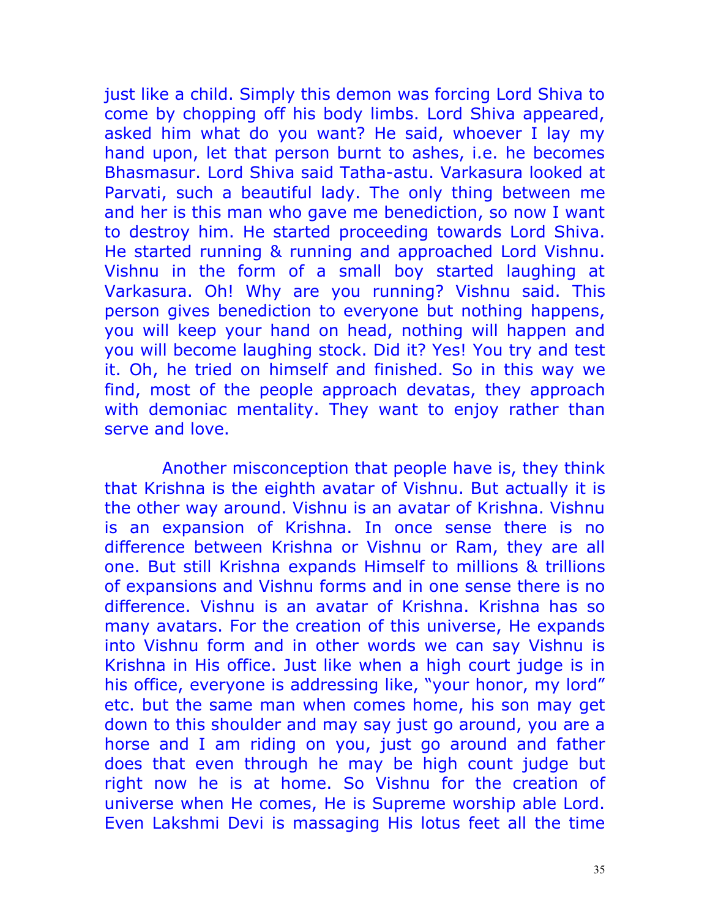just like a child. Simply this demon was forcing Lord Shiva to come by chopping off his body limbs. Lord Shiva appeared, asked him what do you want? He said, whoever I lay my hand upon, let that person burnt to ashes, i.e. he becomes Bhasmasur. Lord Shiva said Tatha-astu. Varkasura looked at Parvati, such a beautiful lady. The only thing between me and her is this man who gave me benediction, so now I want to destroy him. He started proceeding towards Lord Shiva. He started running & running and approached Lord Vishnu. Vishnu in the form of a small boy started laughing at Varkasura. Oh! Why are you running? Vishnu said. This person gives benediction to everyone but nothing happens, you will keep your hand on head, nothing will happen and you will become laughing stock. Did it? Yes! You try and test it. Oh, he tried on himself and finished. So in this way we find, most of the people approach devatas, they approach with demoniac mentality. They want to enjoy rather than serve and love.

Another misconception that people have is, they think that Krishna is the eighth avatar of Vishnu. But actually it is the other way around. Vishnu is an avatar of Krishna. Vishnu is an expansion of Krishna. In once sense there is no difference between Krishna or Vishnu or Ram, they are all one. But still Krishna expands Himself to millions & trillions of expansions and Vishnu forms and in one sense there is no difference. Vishnu is an avatar of Krishna. Krishna has so many avatars. For the creation of this universe, He expands into Vishnu form and in other words we can say Vishnu is Krishna in His office. Just like when a high court judge is in his office, everyone is addressing like, "your honor, my lord" etc. but the same man when comes home, his son may get down to this shoulder and may say just go around, you are a horse and I am riding on you, just go around and father does that even through he may be high count judge but right now he is at home. So Vishnu for the creation of universe when He comes, He is Supreme worship able Lord. Even Lakshmi Devi is massaging His lotus feet all the time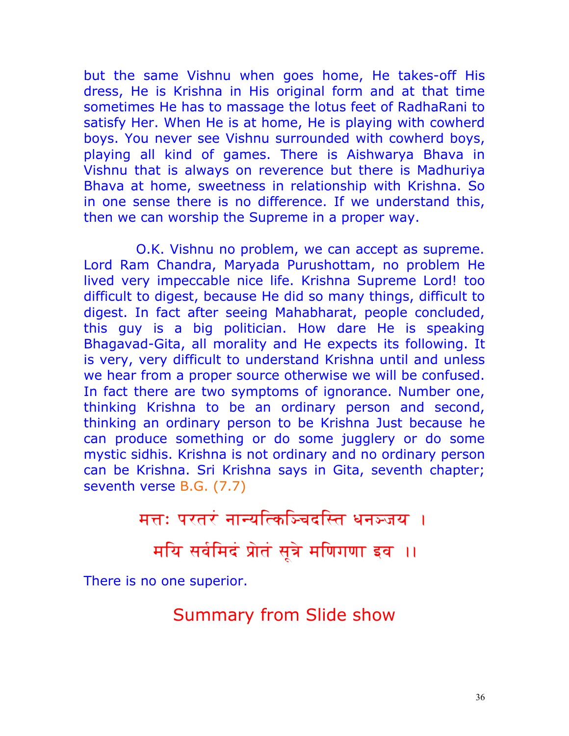but the same Vishnu when goes home, He takes-off His dress, He is Krishna in His original form and at that time sometimes He has to massage the lotus feet of RadhaRani to satisfy Her. When He is at home, He is playing with cowherd boys. You never see Vishnu surrounded with cowherd boys, playing all kind of games. There is Aishwarya Bhava in Vishnu that is always on reverence but there is Madhuriya Bhava at home, sweetness in relationship with Krishna. So in one sense there is no difference. If we understand this, then we can worship the Supreme in a proper way.

O.K. Vishnu no problem, we can accept as supreme. Lord Ram Chandra, Maryada Purushottam, no problem He lived very impeccable nice life. Krishna Supreme Lord! too difficult to digest, because He did so many things, difficult to digest. In fact after seeing Mahabharat, people concluded, this guy is a big politician. How dare He is speaking Bhagavad-Gita, all morality and He expects its following. It is very, very difficult to understand Krishna until and unless we hear from a proper source otherwise we will be confused. In fact there are two symptoms of ignorance. Number one, thinking Krishna to be an ordinary person and second, thinking an ordinary person to be Krishna Just because he can produce something or do some jugglery or do some mystic sidhis. Krishna is not ordinary and no ordinary person can be Krishna. Sri Krishna says in Gita, seventh chapter; seventh verse B.G. (7.7)

मत्तः परतरं नान्यत्किञ्चिदस्ति धनञ्जय ।
मयि सर्वमिदं प्रोतं सूत्रे मणिगणा इव ।।

There is no one superior.

## Summary from Slide show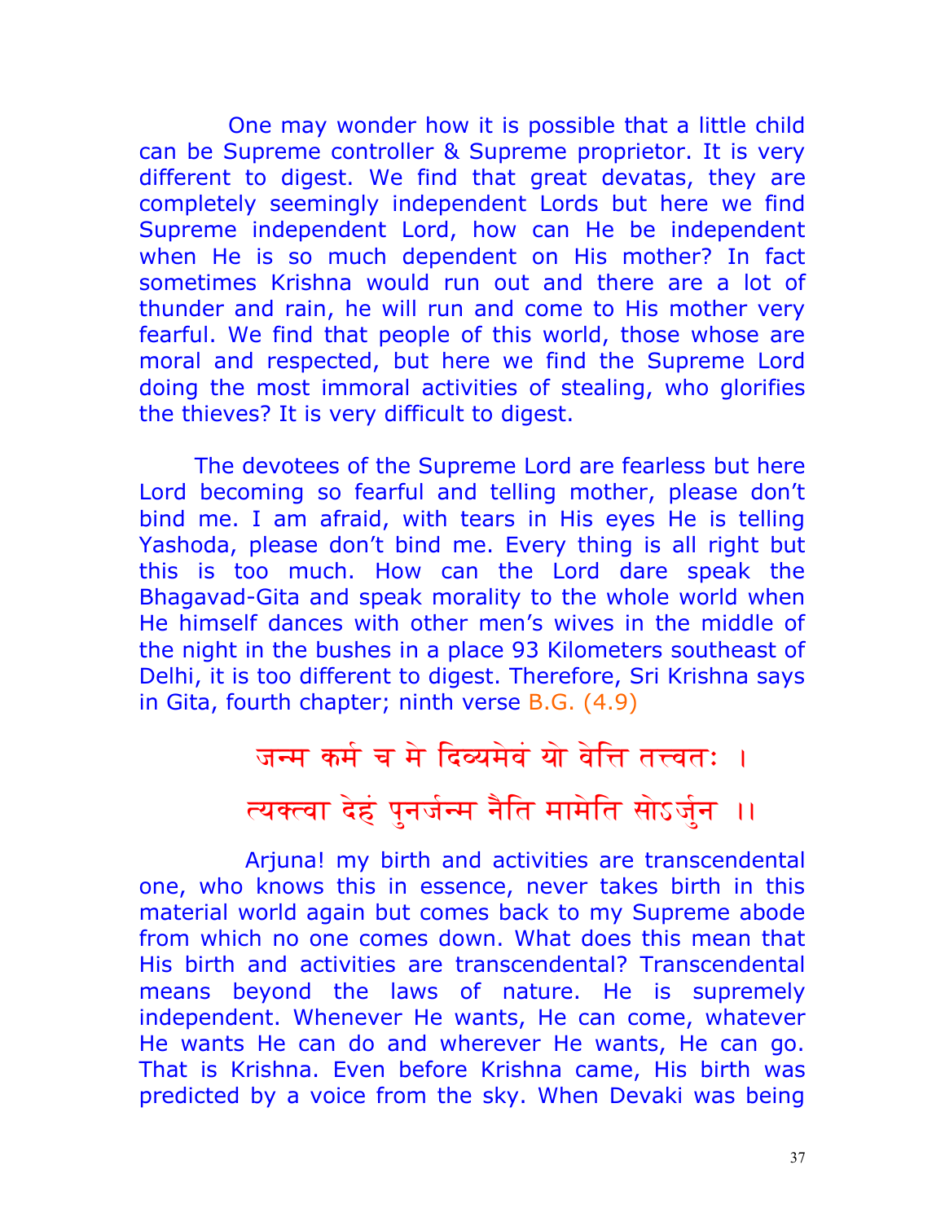One may wonder how it is possible that a little child can be Supreme controller & Supreme proprietor. It is very different to digest. We find that great devatas, they are completely seemingly independent Lords but here we find Supreme independent Lord, how can He be independent when He is so much dependent on His mother? In fact sometimes Krishna would run out and there are a lot of thunder and rain, he will run and come to His mother very fearful. We find that people of this world, those whose are moral and respected, but here we find the Supreme Lord doing the most immoral activities of stealing, who glorifies the thieves? It is very difficult to digest.

The devotees of the Supreme Lord are fearless but here Lord becoming so fearful and telling mother, please don't bind me. I am afraid, with tears in His eyes He is telling Yashoda, please don't bind me. Every thing is all right but this is too much. How can the Lord dare speak the Bhagavad-Gita and speak morality to the whole world when He himself dances with other men's wives in the middle of the night in the bushes in a place 93 Kilometers southeast of Delhi, it is too different to digest. Therefore, Sri Krishna says in Gita, fourth chapter; ninth verse B.G. (4.9)

जन्म कर्म च मे दिव्यमेवं यो वेत्ति तत्त्वतः ।
त्यक्त्वा देहं पुनर्जन्म नैति मामेति सोऽर्जुन ।।

Arjuna! my birth and activities are transcendental one, who knows this in essence, never takes birth in this material world again but comes back to my Supreme abode from which no one comes down. What does this mean that His birth and activities are transcendental? Transcendental means beyond the laws of nature. He is supremely independent. Whenever He wants, He can come, whatever He wants He can do and wherever He wants, He can go. That is Krishna. Even before Krishna came, His birth was predicted by a voice from the sky. When Devaki was being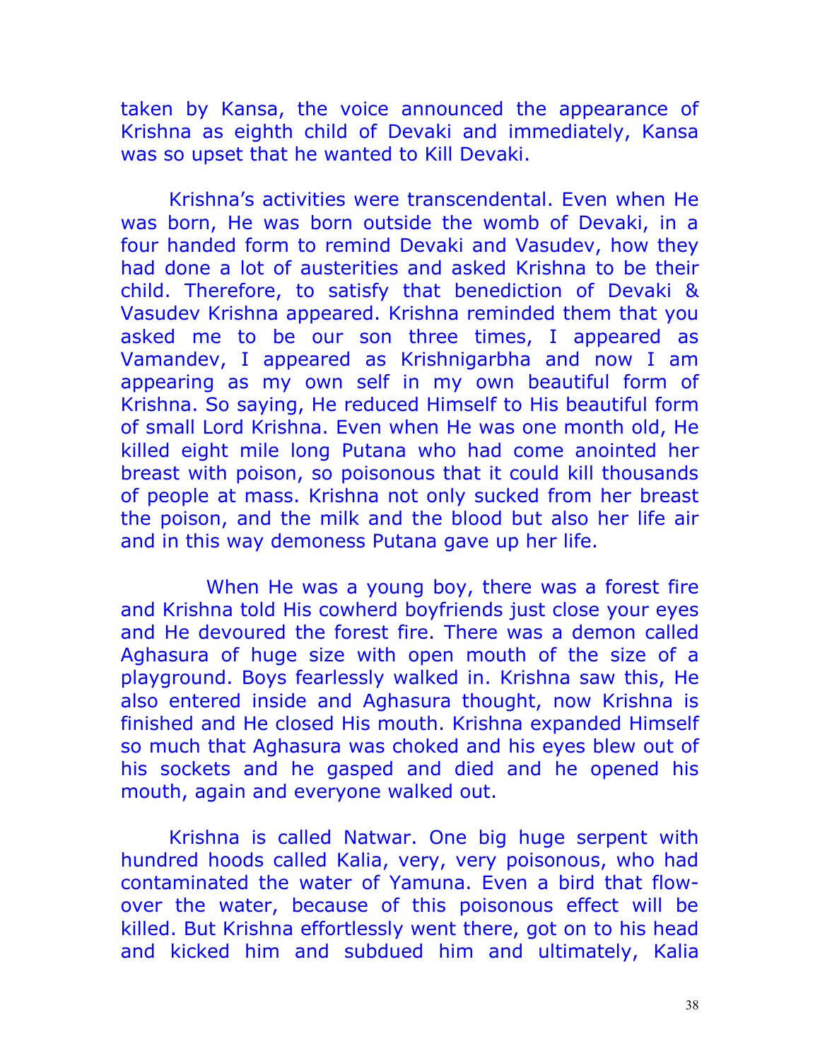taken by Kansa, the voice announced the appearance of Krishna as eighth child of Devaki and immediately, Kansa was so upset that he wanted to Kill Devaki.

Krishna's activities were transcendental. Even when He was born, He was born outside the womb of Devaki, in a four handed form to remind Devaki and Vasudev, how they had done a lot of austerities and asked Krishna to be their child. Therefore, to satisfy that benediction of Devaki & Vasudev Krishna appeared. Krishna reminded them that you asked me to be our son three times, I appeared as Vamandev, I appeared as Krishnigarbha and now I am appearing as my own self in my own beautiful form of Krishna. So saying, He reduced Himself to His beautiful form of small Lord Krishna. Even when He was one month old, He killed eight mile long Putana who had come anointed her breast with poison, so poisonous that it could kill thousands of people at mass. Krishna not only sucked from her breast the poison, and the milk and the blood but also her life air and in this way demoness Putana gave up her life.

When He was a young boy, there was a forest fire and Krishna told His cowherd boyfriends just close your eyes and He devoured the forest fire. There was a demon called Aghasura of huge size with open mouth of the size of a playground. Boys fearlessly walked in. Krishna saw this, He also entered inside and Aghasura thought, now Krishna is finished and He closed His mouth. Krishna expanded Himself so much that Aghasura was choked and his eyes blew out of his sockets and he gasped and died and he opened his mouth, again and everyone walked out.

Krishna is called Natwar. One big huge serpent with hundred hoods called Kalia, very, very poisonous, who had contaminated the water of Yamuna. Even a bird that flow-over the water, because of this poisonous effect will be killed. But Krishna effortlessly went there, got on to his head and kicked him and subdued him and ultimately, Kalia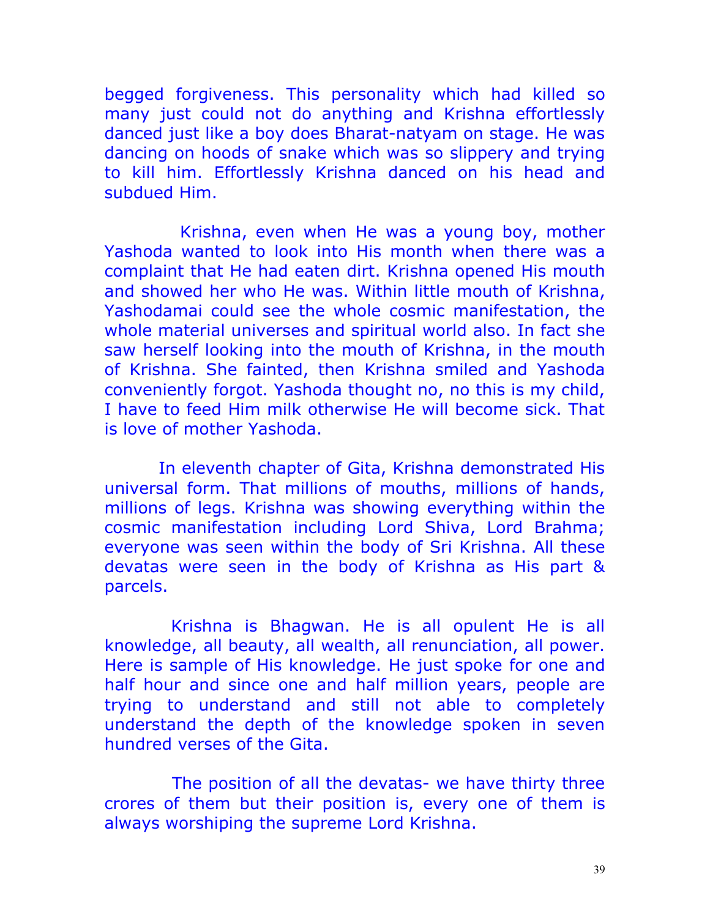begged forgiveness. This personality which had killed so many just could not do anything and Krishna effortlessly danced just like a boy does Bharat-natyam on stage. He was dancing on hoods of snake which was so slippery and trying to kill him. Effortlessly Krishna danced on his head and subdued Him.

Krishna, even when He was a young boy, mother Yashoda wanted to look into His month when there was a complaint that He had eaten dirt. Krishna opened His mouth and showed her who He was. Within little mouth of Krishna, Yashodamai could see the whole cosmic manifestation, the whole material universes and spiritual world also. In fact she saw herself looking into the mouth of Krishna, in the mouth of Krishna. She fainted, then Krishna smiled and Yashoda conveniently forgot. Yashoda thought no, no this is my child, I have to feed Him milk otherwise He will become sick. That is love of mother Yashoda.

In eleventh chapter of Gita, Krishna demonstrated His universal form. That millions of mouths, millions of hands, millions of legs. Krishna was showing everything within the cosmic manifestation including Lord Shiva, Lord Brahma; everyone was seen within the body of Sri Krishna. All these devatas were seen in the body of Krishna as His part & parcels.

Krishna is Bhagwan. He is all opulent He is all knowledge, all beauty, all wealth, all renunciation, all power. Here is sample of His knowledge. He just spoke for one and half hour and since one and half million years, people are trying to understand and still not able to completely understand the depth of the knowledge spoken in seven hundred verses of the Gita.

The position of all the devatas- we have thirty three crores of them but their position is, every one of them is always worshiping the supreme Lord Krishna.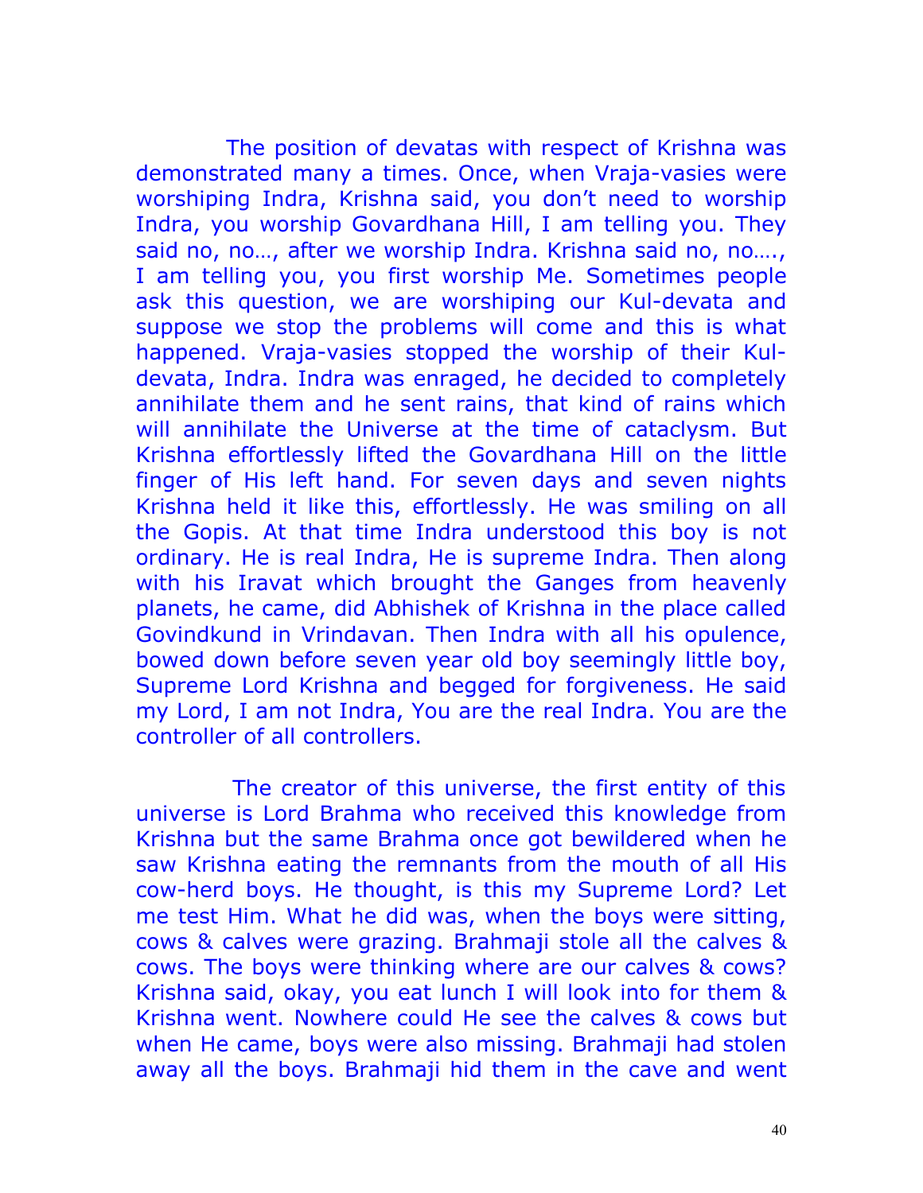The position of devatas with respect of Krishna was demonstrated many a times. Once, when Vraja-vasies were worshiping Indra, Krishna said, you don't need to worship Indra, you worship Govardhana Hill, I am telling you. They said no, no…, after we worship Indra. Krishna said no, no…., I am telling you, you first worship Me. Sometimes people ask this question, we are worshiping our Kul-devata and suppose we stop the problems will come and this is what happened. Vraja-vasies stopped the worship of their Kul-devata, Indra. Indra was enraged, he decided to completely annihilate them and he sent rains, that kind of rains which will annihilate the Universe at the time of cataclysm. But Krishna effortlessly lifted the Govardhana Hill on the little finger of His left hand. For seven days and seven nights Krishna held it like this, effortlessly. He was smiling on all the Gopis. At that time Indra understood this boy is not ordinary. He is real Indra, He is supreme Indra. Then along with his Iravat which brought the Ganges from heavenly planets, he came, did Abhishek of Krishna in the place called Govindkund in Vrindavan. Then Indra with all his opulence, bowed down before seven year old boy seemingly little boy, Supreme Lord Krishna and begged for forgiveness. He said my Lord, I am not Indra, You are the real Indra. You are the controller of all controllers.

The creator of this universe, the first entity of this universe is Lord Brahma who received this knowledge from Krishna but the same Brahma once got bewildered when he saw Krishna eating the remnants from the mouth of all His cow-herd boys. He thought, is this my Supreme Lord? Let me test Him. What he did was, when the boys were sitting, cows & calves were grazing. Brahmaji stole all the calves & cows. The boys were thinking where are our calves & cows? Krishna said, okay, you eat lunch I will look into for them & Krishna went. Nowhere could He see the calves & cows but when He came, boys were also missing. Brahmaji had stolen away all the boys. Brahmaji hid them in the cave and went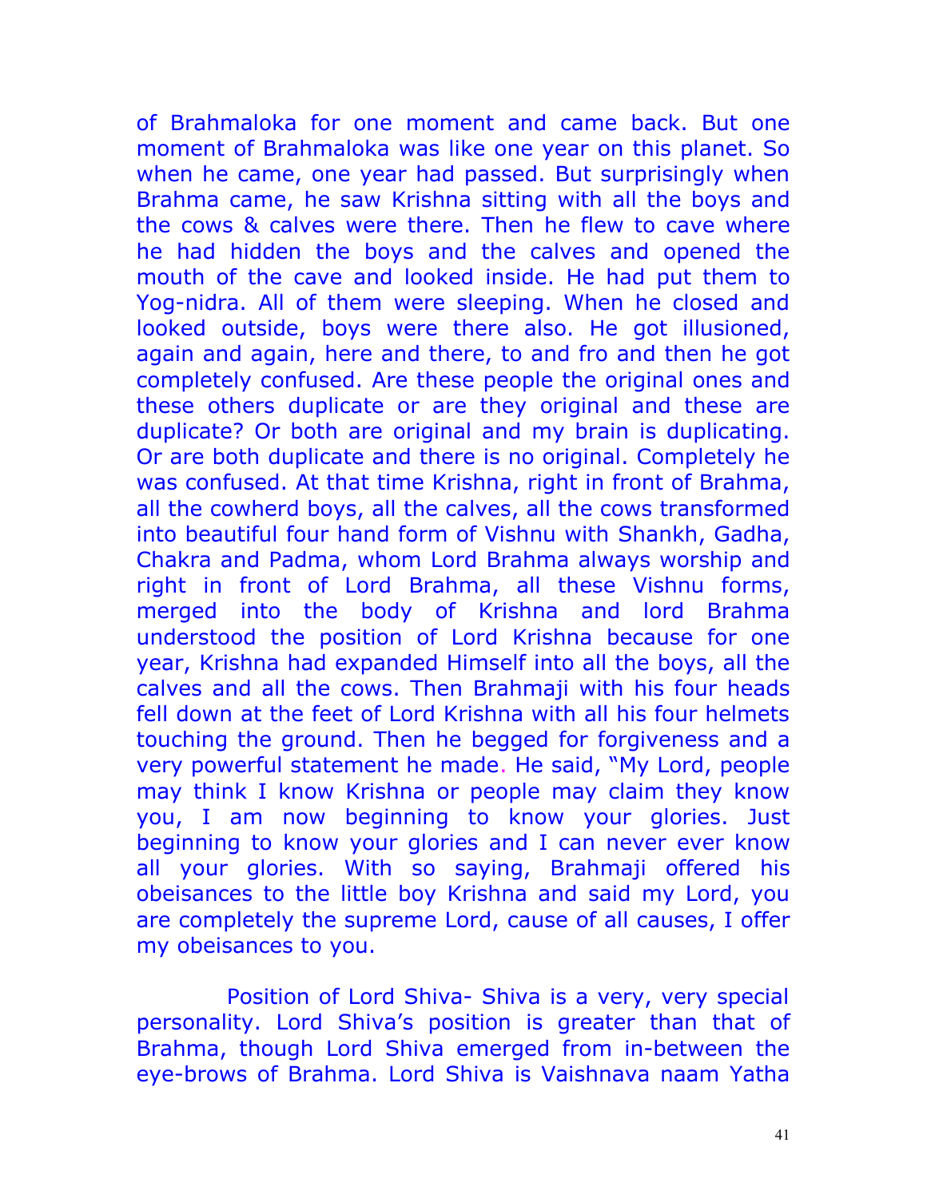of Brahmaloka for one moment and came back. But one moment of Brahmaloka was like one year on this planet. So when he came, one year had passed. But surprisingly when Brahma came, he saw Krishna sitting with all the boys and the cows & calves were there. Then he flew to cave where he had hidden the boys and the calves and opened the mouth of the cave and looked inside. He had put them to Yog-nidra. All of them were sleeping. When he closed and looked outside, boys were there also. He got illusioned, again and again, here and there, to and fro and then he got completely confused. Are these people the original ones and these others duplicate or are they original and these are duplicate? Or both are original and my brain is duplicating. Or are both duplicate and there is no original. Completely he was confused. At that time Krishna, right in front of Brahma, all the cowherd boys, all the calves, all the cows transformed into beautiful four hand form of Vishnu with Shankh, Gadha, Chakra and Padma, whom Lord Brahma always worship and right in front of Lord Brahma, all these Vishnu forms, merged into the body of Krishna and lord Brahma understood the position of Lord Krishna because for one year, Krishna had expanded Himself into all the boys, all the calves and all the cows. Then Brahmaji with his four heads fell down at the feet of Lord Krishna with all his four helmets touching the ground. Then he begged for forgiveness and a very powerful statement he made. He said, "My Lord, people may think I know Krishna or people may claim they know you, I am now beginning to know your glories. Just beginning to know your glories and I can never ever know all your glories. With so saying, Brahmaji offered his obeisances to the little boy Krishna and said my Lord, you are completely the supreme Lord, cause of all causes, I offer my obeisances to you.

Position of Lord Shiva- Shiva is a very, very special personality. Lord Shiva's position is greater than that of Brahma, though Lord Shiva emerged from in-between the eye-brows of Brahma. Lord Shiva is Vaishnava naam Yatha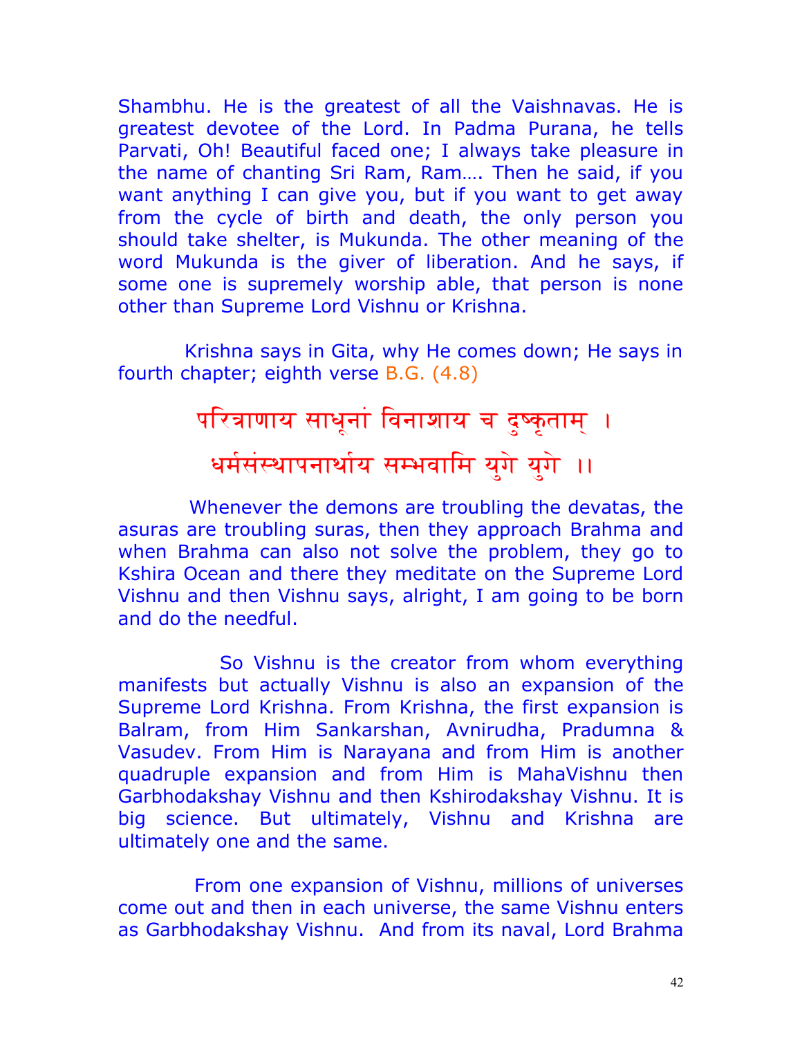Shambhu. He is the greatest of all the Vaishnavas. He is greatest devotee of the Lord. In Padma Purana, he tells Parvati, Oh! Beautiful faced one; I always take pleasure in the name of chanting Sri Ram, Ram…. Then he said, if you want anything I can give you, but if you want to get away from the cycle of birth and death, the only person you should take shelter, is Mukunda. The other meaning of the word Mukunda is the giver of liberation. And he says, if some one is supremely worship able, that person is none other than Supreme Lord Vishnu or Krishna.

Krishna says in Gita, why He comes down; He says in fourth chapter; eighth verse B.G. (4.8)

परित्राणाय साधूनां विनाशाय च दुष्कृताम् ।
धर्मसंस्थापनार्थाय सम्भवामि युगे युगे ।।

Whenever the demons are troubling the devatas, the asuras are troubling suras, then they approach Brahma and when Brahma can also not solve the problem, they go to Kshira Ocean and there they meditate on the Supreme Lord Vishnu and then Vishnu says, alright, I am going to be born and do the needful.

So Vishnu is the creator from whom everything manifests but actually Vishnu is also an expansion of the Supreme Lord Krishna. From Krishna, the first expansion is Balram, from Him Sankarshan, Avnirudha, Pradumna & Vasudev. From Him is Narayana and from Him is another quadruple expansion and from Him is MahaVishnu then Garbhodakshay Vishnu and then Kshirodakshay Vishnu. It is big science. But ultimately, Vishnu and Krishna are ultimately one and the same.

From one expansion of Vishnu, millions of universes come out and then in each universe, the same Vishnu enters as Garbhodakshay Vishnu. And from its naval, Lord Brahma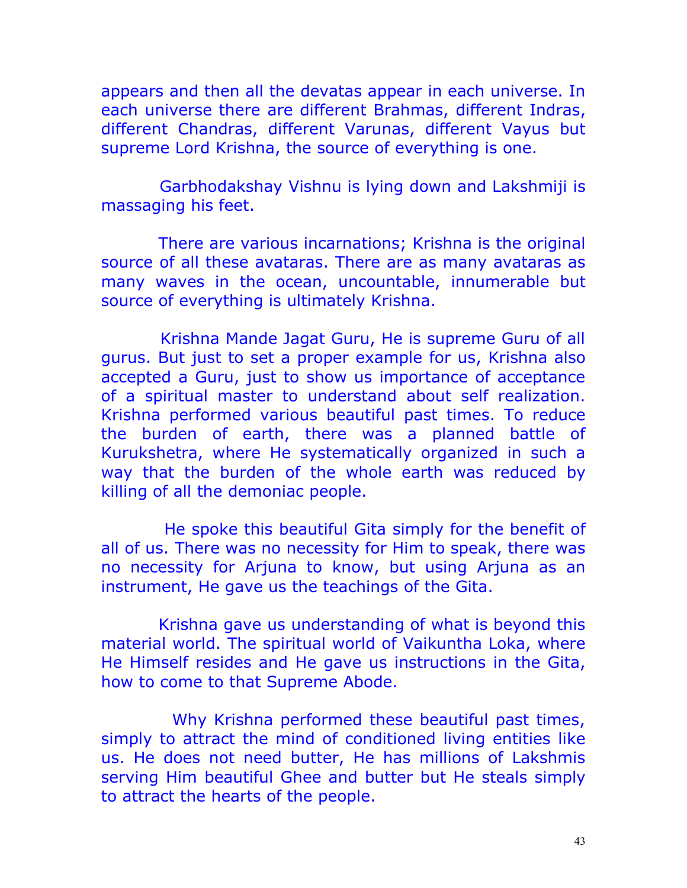appears and then all the devatas appear in each universe. In each universe there are different Brahmas, different Indras, different Chandras, different Varunas, different Vayus but supreme Lord Krishna, the source of everything is one.

Garbhodakshay Vishnu is lying down and Lakshmiji is massaging his feet.

There are various incarnations; Krishna is the original source of all these avataras. There are as many avataras as many waves in the ocean, uncountable, innumerable but source of everything is ultimately Krishna.

Krishna Mande Jagat Guru, He is supreme Guru of all gurus. But just to set a proper example for us, Krishna also accepted a Guru, just to show us importance of acceptance of a spiritual master to understand about self realization. Krishna performed various beautiful past times. To reduce the burden of earth, there was a planned battle of Kurukshetra, where He systematically organized in such a way that the burden of the whole earth was reduced by killing of all the demoniac people.

He spoke this beautiful Gita simply for the benefit of all of us. There was no necessity for Him to speak, there was no necessity for Arjuna to know, but using Arjuna as an instrument, He gave us the teachings of the Gita.

Krishna gave us understanding of what is beyond this material world. The spiritual world of Vaikuntha Loka, where He Himself resides and He gave us instructions in the Gita, how to come to that Supreme Abode.

Why Krishna performed these beautiful past times, simply to attract the mind of conditioned living entities like us. He does not need butter, He has millions of Lakshmis serving Him beautiful Ghee and butter but He steals simply to attract the hearts of the people.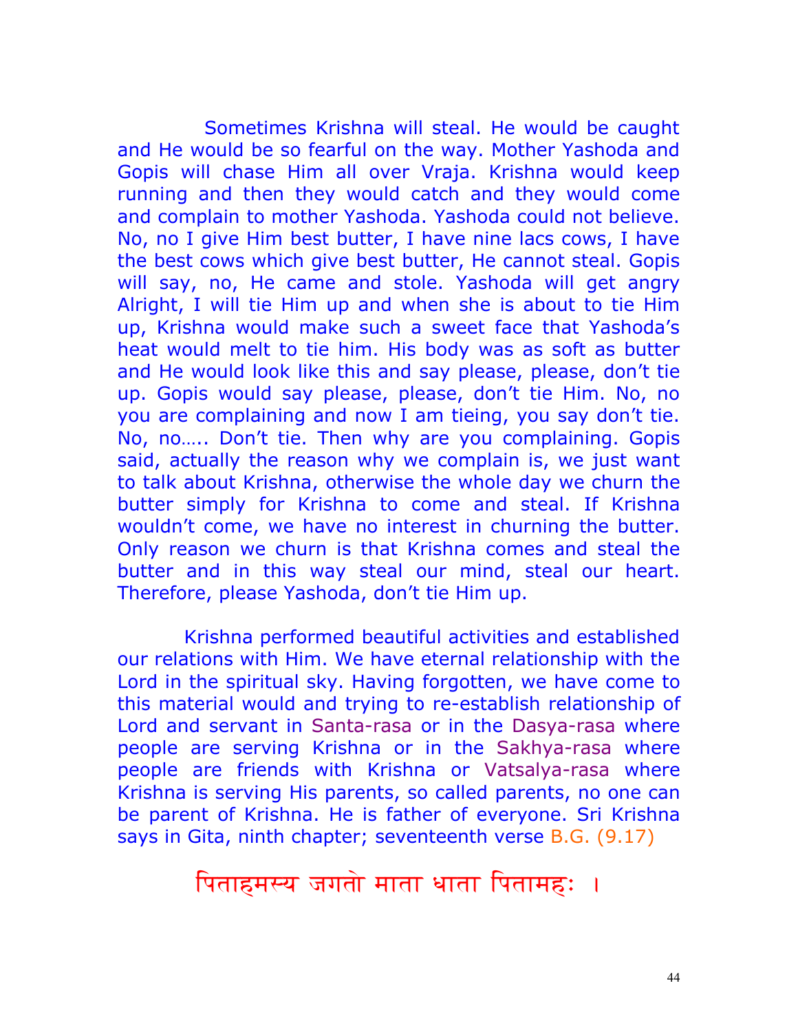Sometimes Krishna will steal. He would be caught and He would be so fearful on the way. Mother Yashoda and Gopis will chase Him all over Vraja. Krishna would keep running and then they would catch and they would come and complain to mother Yashoda. Yashoda could not believe. No, no I give Him best butter, I have nine lacs cows, I have the best cows which give best butter, He cannot steal. Gopis will say, no, He came and stole. Yashoda will get angry Alright, I will tie Him up and when she is about to tie Him up, Krishna would make such a sweet face that Yashoda's heat would melt to tie him. His body was as soft as butter and He would look like this and say please, please, don't tie up. Gopis would say please, please, don't tie Him. No, no you are complaining and now I am tieing, you say don't tie. No, no….. Don't tie. Then why are you complaining. Gopis said, actually the reason why we complain is, we just want to talk about Krishna, otherwise the whole day we churn the butter simply for Krishna to come and steal. If Krishna wouldn't come, we have no interest in churning the butter. Only reason we churn is that Krishna comes and steal the butter and in this way steal our mind, steal our heart. Therefore, please Yashoda, don't tie Him up.

Krishna performed beautiful activities and established our relations with Him. We have eternal relationship with the Lord in the spiritual sky. Having forgotten, we have come to this material would and trying to re-establish relationship of Lord and servant in Santa-rasa or in the Dasya-rasa where people are serving Krishna or in the Sakhya-rasa where people are friends with Krishna or Vatsalya-rasa where Krishna is serving His parents, so called parents, no one can be parent of Krishna. He is father of everyone. Sri Krishna says in Gita, ninth chapter; seventeenth verse B.G. (9.17)

पिताहमस्य जगतो माता धाता पितामहः ।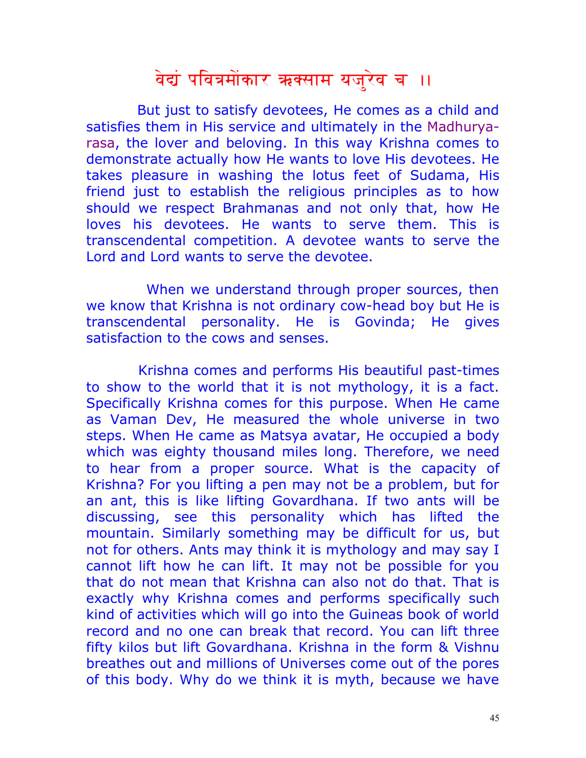वेद्यं पवित्रमोंकार ऋक्साम यजुरेव च ।।

But just to satisfy devotees, He comes as a child and satisfies them in His service and ultimately in the Madhurya-rasa, the lover and beloving. In this way Krishna comes to demonstrate actually how He wants to love His devotees. He takes pleasure in washing the lotus feet of Sudama, His friend just to establish the religious principles as to how should we respect Brahmanas and not only that, how He loves his devotees. He wants to serve them. This is transcendental competition. A devotee wants to serve the Lord and Lord wants to serve the devotee.

When we understand through proper sources, then we know that Krishna is not ordinary cow-head boy but He is transcendental personality. He is Govinda; He gives satisfaction to the cows and senses.

Krishna comes and performs His beautiful past-times to show to the world that it is not mythology, it is a fact. Specifically Krishna comes for this purpose. When He came as Vaman Dev, He measured the whole universe in two steps. When He came as Matsya avatar, He occupied a body which was eighty thousand miles long. Therefore, we need to hear from a proper source. What is the capacity of Krishna? For you lifting a pen may not be a problem, but for an ant, this is like lifting Govardhana. If two ants will be discussing, see this personality which has lifted the mountain. Similarly something may be difficult for us, but not for others. Ants may think it is mythology and may say I cannot lift how he can lift. It may not be possible for you that do not mean that Krishna can also not do that. That is exactly why Krishna comes and performs specifically such kind of activities which will go into the Guineas book of world record and no one can break that record. You can lift three fifty kilos but lift Govardhana. Krishna in the form & Vishnu breathes out and millions of Universes come out of the pores of this body. Why do we think it is myth, because we have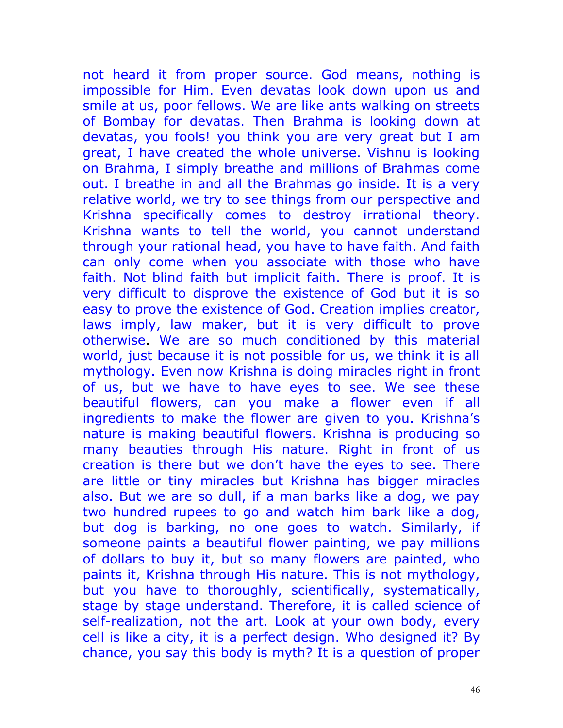not heard it from proper source. God means, nothing is impossible for Him. Even devatas look down upon us and smile at us, poor fellows. We are like ants walking on streets of Bombay for devatas. Then Brahma is looking down at devatas, you fools! you think you are very great but I am great, I have created the whole universe. Vishnu is looking on Brahma, I simply breathe and millions of Brahmas come out. I breathe in and all the Brahmas go inside. It is a very relative world, we try to see things from our perspective and Krishna specifically comes to destroy irrational theory. Krishna wants to tell the world, you cannot understand through your rational head, you have to have faith. And faith can only come when you associate with those who have faith. Not blind faith but implicit faith. There is proof. It is very difficult to disprove the existence of God but it is so easy to prove the existence of God. Creation implies creator, laws imply, law maker, but it is very difficult to prove otherwise. We are so much conditioned by this material world, just because it is not possible for us, we think it is all mythology. Even now Krishna is doing miracles right in front of us, but we have to have eyes to see. We see these beautiful flowers, can you make a flower even if all ingredients to make the flower are given to you. Krishna's nature is making beautiful flowers. Krishna is producing so many beauties through His nature. Right in front of us creation is there but we don't have the eyes to see. There are little or tiny miracles but Krishna has bigger miracles also. But we are so dull, if a man barks like a dog, we pay two hundred rupees to go and watch him bark like a dog, but dog is barking, no one goes to watch. Similarly, if someone paints a beautiful flower painting, we pay millions of dollars to buy it, but so many flowers are painted, who paints it, Krishna through His nature. This is not mythology, but you have to thoroughly, scientifically, systematically, stage by stage understand. Therefore, it is called science of self-realization, not the art. Look at your own body, every cell is like a city, it is a perfect design. Who designed it? By chance, you say this body is myth? It is a question of proper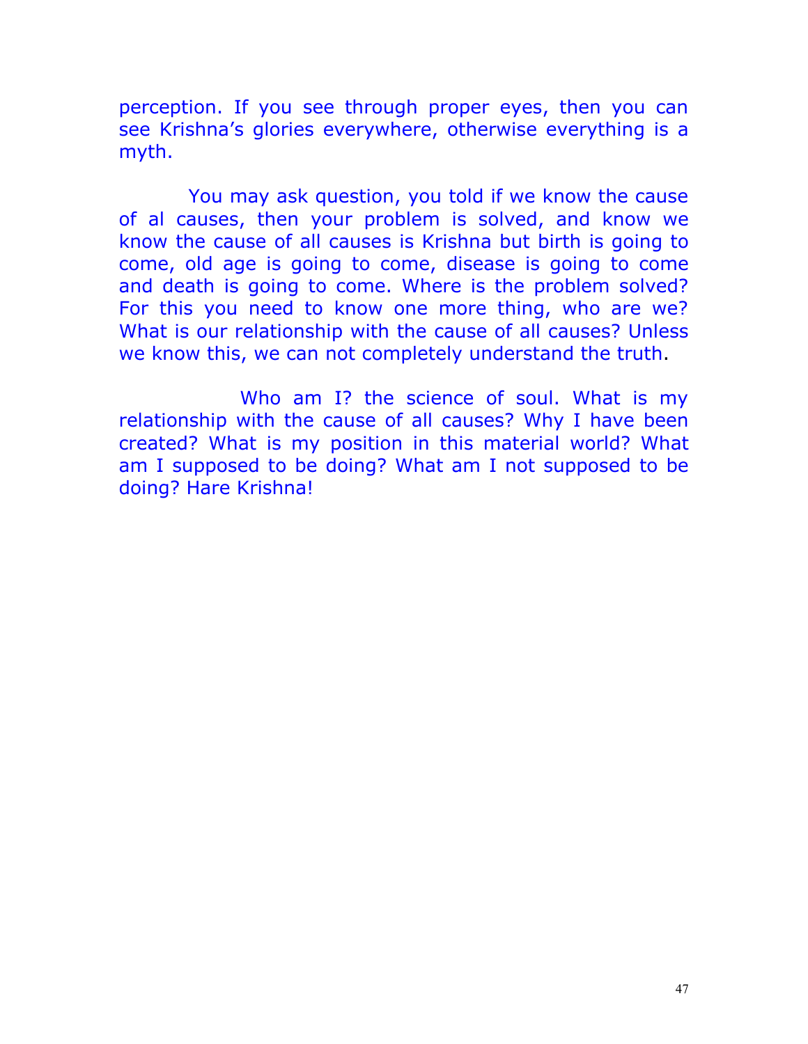perception. If you see through proper eyes, then you can see Krishna's glories everywhere, otherwise everything is a myth.

You may ask question, you told if we know the cause of al causes, then your problem is solved, and know we know the cause of all causes is Krishna but birth is going to come, old age is going to come, disease is going to come and death is going to come. Where is the problem solved? For this you need to know one more thing, who are we? What is our relationship with the cause of all causes? Unless we know this, we can not completely understand the truth.

Who am I? the science of soul. What is my relationship with the cause of all causes? Why I have been created? What is my position in this material world? What am I supposed to be doing? What am I not supposed to be doing? Hare Krishna!